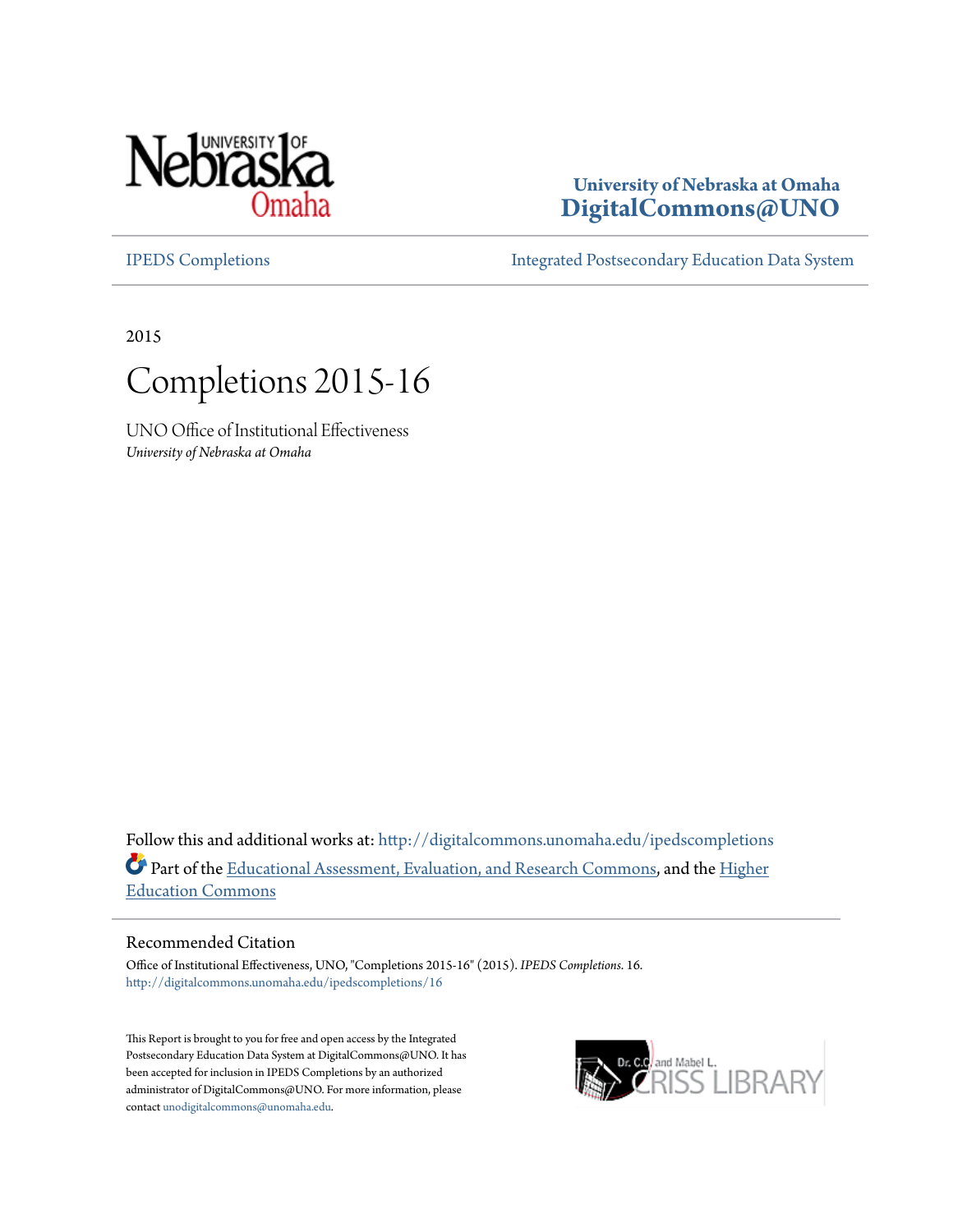University of Nebraska at Omaha
**DigitalCommons@UNO**

IPEDS Completions | Integrated Postsecondary Education Data System

2015

# Completions 2015-16

UNO Office of Institutional Effectiveness
*University of Nebraska at Omaha*

Follow this and additional works at: http://digitalcommons.unomaha.edu/ipedscompletions

Part of the Educational Assessment, Evaluation, and Research Commons, and the Higher Education Commons

## Recommended Citation

Office of Institutional Effectiveness, UNO, "Completions 2015-16" (2015). *IPEDS Completions*. 16.
http://digitalcommons.unomaha.edu/ipedscompletions/16

This Report is brought to you for free and open access by the Integrated Postsecondary Education Data System at DigitalCommons@UNO. It has been accepted for inclusion in IPEDS Completions by an authorized administrator of DigitalCommons@UNO. For more information, please contact unodigitalcommons@unomaha.edu.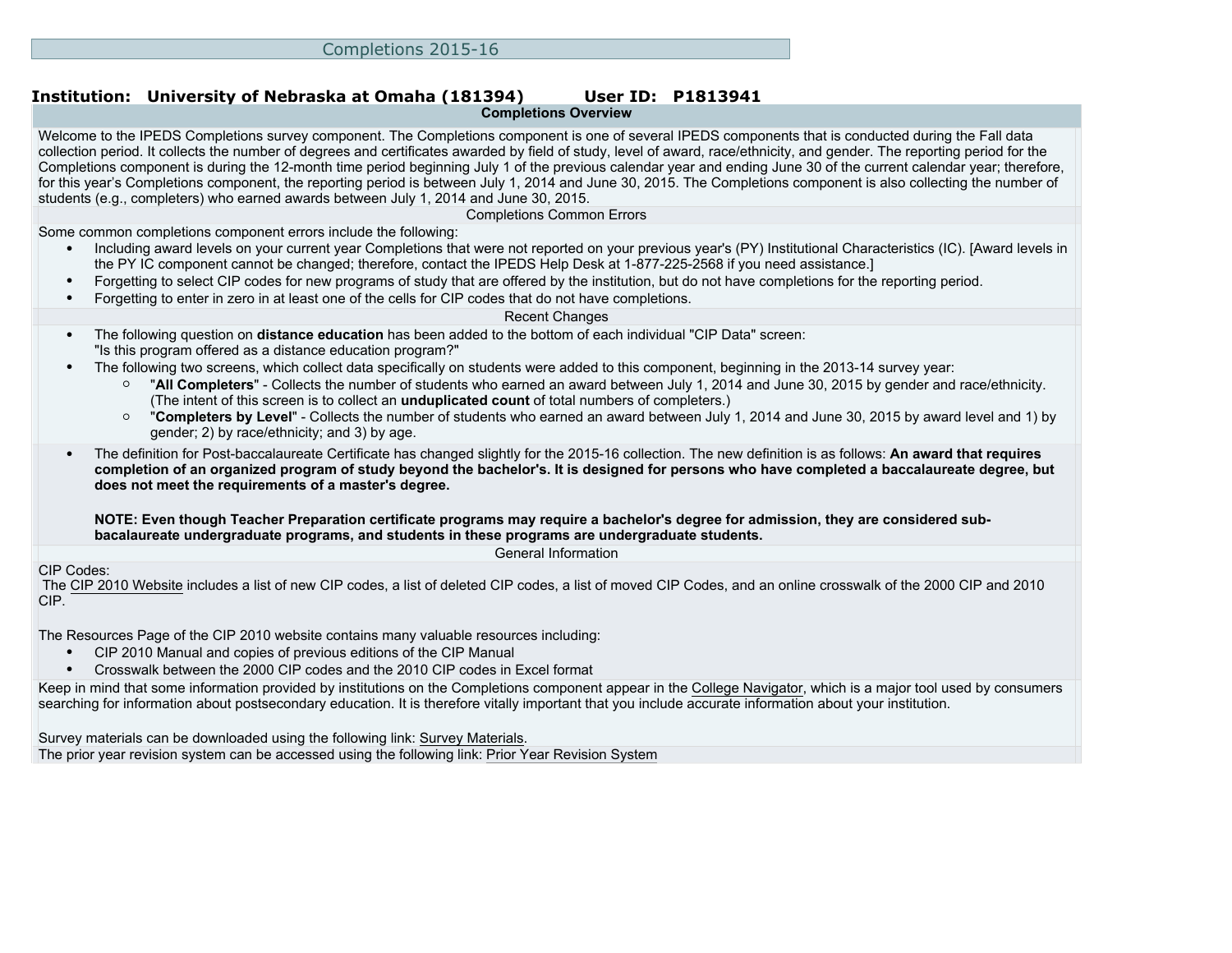# Completions 2015-16

**Institution: University of Nebraska at Omaha (181394)** **User ID: P1813941**

## Completions Overview

Welcome to the IPEDS Completions survey component. The Completions component is one of several IPEDS components that is conducted during the Fall data collection period. It collects the number of degrees and certificates awarded by field of study, level of award, race/ethnicity, and gender. The reporting period for the Completions component is during the 12-month time period beginning July 1 of the previous calendar year and ending June 30 of the current calendar year; therefore, for this year's Completions component, the reporting period is between July 1, 2014 and June 30, 2015. The Completions component is also collecting the number of students (e.g., completers) who earned awards between July 1, 2014 and June 30, 2015.

### Completions Common Errors

Some common completions component errors include the following:

- Including award levels on your current year Completions that were not reported on your previous year's (PY) Institutional Characteristics (IC). [Award levels in the PY IC component cannot be changed; therefore, contact the IPEDS Help Desk at 1-877-225-2568 if you need assistance.]
- Forgetting to select CIP codes for new programs of study that are offered by the institution, but do not have completions for the reporting period.
- Forgetting to enter in zero in at least one of the cells for CIP codes that do not have completions.

### Recent Changes

- The following question on **distance education** has been added to the bottom of each individual "CIP Data" screen:
  "Is this program offered as a distance education program?"
- The following two screens, which collect data specifically on students were added to this component, beginning in the 2013-14 survey year:
  - "**All Completers**" - Collects the number of students who earned an award between July 1, 2014 and June 30, 2015 by gender and race/ethnicity. (The intent of this screen is to collect an **unduplicated count** of total numbers of completers.)
  - "**Completers by Level**" - Collects the number of students who earned an award between July 1, 2014 and June 30, 2015 by award level and 1) by gender; 2) by race/ethnicity; and 3) by age.
- The definition for Post-baccalaureate Certificate has changed slightly for the 2015-16 collection. The new definition is as follows: **An award that requires completion of an organized program of study beyond the bachelor's. It is designed for persons who have completed a baccalaureate degree, but does not meet the requirements of a master's degree.**

  **NOTE: Even though Teacher Preparation certificate programs may require a bachelor's degree for admission, they are considered sub-bacalaureate undergraduate programs, and students in these programs are undergraduate students.**

### General Information

CIP Codes:
The CIP 2010 Website includes a list of new CIP codes, a list of deleted CIP codes, a list of moved CIP Codes, and an online crosswalk of the 2000 CIP and 2010 CIP.

The Resources Page of the CIP 2010 website contains many valuable resources including:

- CIP 2010 Manual and copies of previous editions of the CIP Manual
- Crosswalk between the 2000 CIP codes and the 2010 CIP codes in Excel format

Keep in mind that some information provided by institutions on the Completions component appear in the College Navigator, which is a major tool used by consumers searching for information about postsecondary education. It is therefore vitally important that you include accurate information about your institution.

Survey materials can be downloaded using the following link: Survey Materials.

The prior year revision system can be accessed using the following link: Prior Year Revision System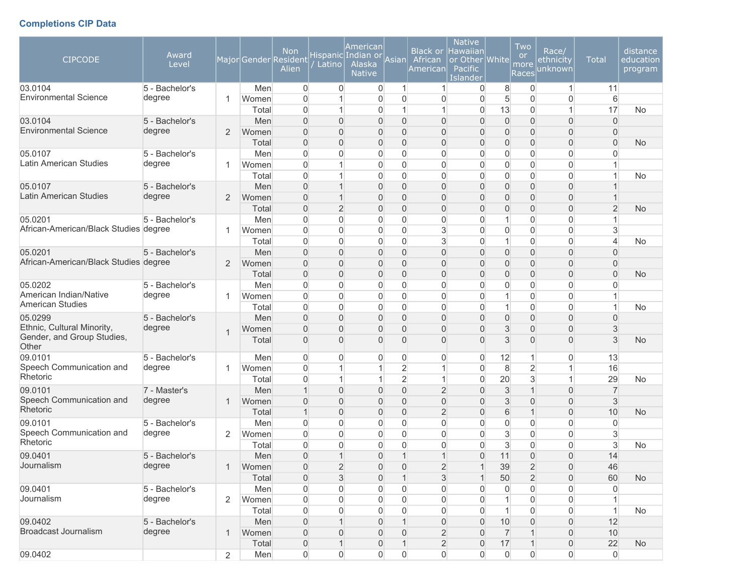### Completions CIP Data

| CIPCODE | Award Level | Major | Gender | Non Resident Alien | Hispanic / Latino | American Indian or Alaska Native | Asian | Black or African American | Native Hawaiian or Other Pacific Islander | White | Two or more Races | Race/ ethnicity unknown | Total | distance education program |
|---|---|---|---|---|---|---|---|---|---|---|---|---|---|---|
| 03.0104 Environmental Science | 5 - Bachelor's degree | 1 | Men | 0 | 0 | 0 | 1 | 1 | 0 | 8 | 0 | 1 | 11 | |
| | | | Women | 0 | 1 | 0 | 0 | 0 | 0 | 5 | 0 | 0 | 6 | |
| | | | Total | 0 | 1 | 0 | 1 | 1 | 0 | 13 | 0 | 1 | 17 | No |
| 03.0104 Environmental Science | 5 - Bachelor's degree | 2 | Men | 0 | 0 | 0 | 0 | 0 | 0 | 0 | 0 | 0 | 0 | |
| | | | Women | 0 | 0 | 0 | 0 | 0 | 0 | 0 | 0 | 0 | 0 | |
| | | | Total | 0 | 0 | 0 | 0 | 0 | 0 | 0 | 0 | 0 | 0 | No |
| 05.0107 Latin American Studies | 5 - Bachelor's degree | 1 | Men | 0 | 0 | 0 | 0 | 0 | 0 | 0 | 0 | 0 | 0 | |
| | | | Women | 0 | 1 | 0 | 0 | 0 | 0 | 0 | 0 | 0 | 1 | |
| | | | Total | 0 | 1 | 0 | 0 | 0 | 0 | 0 | 0 | 0 | 1 | No |
| 05.0107 Latin American Studies | 5 - Bachelor's degree | 2 | Men | 0 | 1 | 0 | 0 | 0 | 0 | 0 | 0 | 0 | 1 | |
| | | | Women | 0 | 1 | 0 | 0 | 0 | 0 | 0 | 0 | 0 | 1 | |
| | | | Total | 0 | 2 | 0 | 0 | 0 | 0 | 0 | 0 | 0 | 2 | No |
| 05.0201 African-American/Black Studies | 5 - Bachelor's degree | 1 | Men | 0 | 0 | 0 | 0 | 0 | 0 | 1 | 0 | 0 | 1 | |
| | | | Women | 0 | 0 | 0 | 0 | 3 | 0 | 0 | 0 | 0 | 3 | |
| | | | Total | 0 | 0 | 0 | 0 | 3 | 0 | 1 | 0 | 0 | 4 | No |
| 05.0201 African-American/Black Studies | 5 - Bachelor's degree | 2 | Men | 0 | 0 | 0 | 0 | 0 | 0 | 0 | 0 | 0 | 0 | |
| | | | Women | 0 | 0 | 0 | 0 | 0 | 0 | 0 | 0 | 0 | 0 | |
| | | | Total | 0 | 0 | 0 | 0 | 0 | 0 | 0 | 0 | 0 | 0 | No |
| 05.0202 American Indian/Native American Studies | 5 - Bachelor's degree | 1 | Men | 0 | 0 | 0 | 0 | 0 | 0 | 0 | 0 | 0 | 0 | |
| | | | Women | 0 | 0 | 0 | 0 | 0 | 0 | 1 | 0 | 0 | 1 | |
| | | | Total | 0 | 0 | 0 | 0 | 0 | 0 | 1 | 0 | 0 | 1 | No |
| 05.0299 Ethnic, Cultural Minority, Gender, and Group Studies, Other | 5 - Bachelor's degree | 1 | Men | 0 | 0 | 0 | 0 | 0 | 0 | 0 | 0 | 0 | 0 | |
| | | | Women | 0 | 0 | 0 | 0 | 0 | 0 | 3 | 0 | 0 | 3 | |
| | | | Total | 0 | 0 | 0 | 0 | 0 | 0 | 3 | 0 | 0 | 3 | No |
| 09.0101 Speech Communication and Rhetoric | 5 - Bachelor's degree | 1 | Men | 0 | 0 | 0 | 0 | 0 | 0 | 12 | 1 | 0 | 13 | |
| | | | Women | 0 | 1 | 1 | 2 | 1 | 0 | 8 | 2 | 1 | 16 | |
| | | | Total | 0 | 1 | 1 | 2 | 1 | 0 | 20 | 3 | 1 | 29 | No |
| 09.0101 Speech Communication and Rhetoric | 7 - Master's degree | 1 | Men | 1 | 0 | 0 | 0 | 2 | 0 | 3 | 1 | 0 | 7 | |
| | | | Women | 0 | 0 | 0 | 0 | 0 | 0 | 3 | 0 | 0 | 3 | |
| | | | Total | 1 | 0 | 0 | 0 | 2 | 0 | 6 | 1 | 0 | 10 | No |
| 09.0101 Speech Communication and Rhetoric | 5 - Bachelor's degree | 2 | Men | 0 | 0 | 0 | 0 | 0 | 0 | 0 | 0 | 0 | 0 | |
| | | | Women | 0 | 0 | 0 | 0 | 0 | 0 | 3 | 0 | 0 | 3 | |
| | | | Total | 0 | 0 | 0 | 0 | 0 | 0 | 3 | 0 | 0 | 3 | No |
| 09.0401 Journalism | 5 - Bachelor's degree | 1 | Men | 0 | 1 | 0 | 1 | 1 | 0 | 11 | 0 | 0 | 14 | |
| | | | Women | 0 | 2 | 0 | 0 | 2 | 1 | 39 | 2 | 0 | 46 | |
| | | | Total | 0 | 3 | 0 | 1 | 3 | 1 | 50 | 2 | 0 | 60 | No |
| 09.0401 Journalism | 5 - Bachelor's degree | 2 | Men | 0 | 0 | 0 | 0 | 0 | 0 | 0 | 0 | 0 | 0 | |
| | | | Women | 0 | 0 | 0 | 0 | 0 | 0 | 1 | 0 | 0 | 1 | |
| | | | Total | 0 | 0 | 0 | 0 | 0 | 0 | 1 | 0 | 0 | 1 | No |
| 09.0402 Broadcast Journalism | 5 - Bachelor's degree | 1 | Men | 0 | 1 | 0 | 1 | 0 | 0 | 10 | 0 | 0 | 12 | |
| | | | Women | 0 | 0 | 0 | 0 | 2 | 0 | 7 | 1 | 0 | 10 | |
| | | | Total | 0 | 1 | 0 | 1 | 2 | 0 | 17 | 1 | 0 | 22 | No |
| 09.0402 | | 2 | Men | 0 | 0 | 0 | 0 | 0 | 0 | 0 | 0 | 0 | 0 | |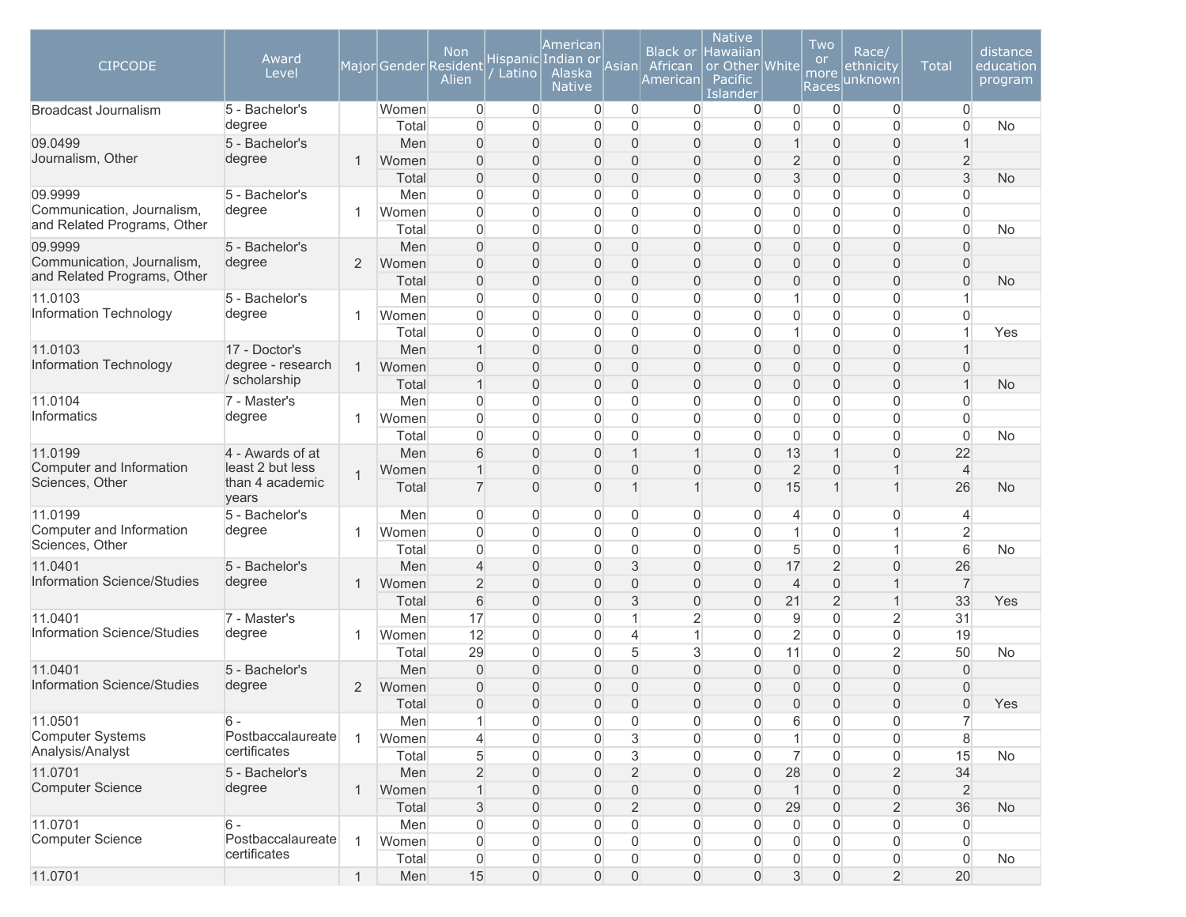| CIPCODE | Award Level | Major | Gender | Non Resident Alien | Hispanic / Latino | American Indian or Alaska Native | Asian | Black or African American | Native Hawaiian or Other Pacific Islander | White | Two or more Races | Race/ ethnicity unknown | Total | distance education program |
|---|---|---|---|---|---|---|---|---|---|---|---|---|---|---|
| Broadcast Journalism | 5 - Bachelor's degree | | Women | 0 | 0 | 0 | 0 | 0 | 0 | 0 | 0 | 0 | 0 | |
| | | | Total | 0 | 0 | 0 | 0 | 0 | 0 | 0 | 0 | 0 | 0 | No |
| 09.0499 Journalism, Other | 5 - Bachelor's degree | 1 | Men | 0 | 0 | 0 | 0 | 0 | 0 | 1 | 0 | 0 | 1 | |
| | | | Women | 0 | 0 | 0 | 0 | 0 | 0 | 2 | 0 | 0 | 2 | |
| | | | Total | 0 | 0 | 0 | 0 | 0 | 0 | 3 | 0 | 0 | 3 | No |
| 09.9999 Communication, Journalism, and Related Programs, Other | 5 - Bachelor's degree | 1 | Men | 0 | 0 | 0 | 0 | 0 | 0 | 0 | 0 | 0 | 0 | |
| | | | Women | 0 | 0 | 0 | 0 | 0 | 0 | 0 | 0 | 0 | 0 | |
| | | | Total | 0 | 0 | 0 | 0 | 0 | 0 | 0 | 0 | 0 | 0 | No |
| 09.9999 Communication, Journalism, and Related Programs, Other | 5 - Bachelor's degree | 2 | Men | 0 | 0 | 0 | 0 | 0 | 0 | 0 | 0 | 0 | 0 | |
| | | | Women | 0 | 0 | 0 | 0 | 0 | 0 | 0 | 0 | 0 | 0 | |
| | | | Total | 0 | 0 | 0 | 0 | 0 | 0 | 0 | 0 | 0 | 0 | No |
| 11.0103 Information Technology | 5 - Bachelor's degree | 1 | Men | 0 | 0 | 0 | 0 | 0 | 0 | 1 | 0 | 0 | 1 | |
| | | | Women | 0 | 0 | 0 | 0 | 0 | 0 | 0 | 0 | 0 | 0 | |
| | | | Total | 0 | 0 | 0 | 0 | 0 | 0 | 1 | 0 | 0 | 1 | Yes |
| 11.0103 Information Technology | 17 - Doctor's degree - research / scholarship | 1 | Men | 1 | 0 | 0 | 0 | 0 | 0 | 0 | 0 | 0 | 1 | |
| | | | Women | 0 | 0 | 0 | 0 | 0 | 0 | 0 | 0 | 0 | 0 | |
| | | | Total | 1 | 0 | 0 | 0 | 0 | 0 | 0 | 0 | 0 | 1 | No |
| 11.0104 Informatics | 7 - Master's degree | 1 | Men | 0 | 0 | 0 | 0 | 0 | 0 | 0 | 0 | 0 | 0 | |
| | | | Women | 0 | 0 | 0 | 0 | 0 | 0 | 0 | 0 | 0 | 0 | |
| | | | Total | 0 | 0 | 0 | 0 | 0 | 0 | 0 | 0 | 0 | 0 | No |
| 11.0199 Computer and Information Sciences, Other | 4 - Awards of at least 2 but less than 4 academic years | 1 | Men | 6 | 0 | 0 | 1 | 1 | 0 | 13 | 1 | 0 | 22 | |
| | | | Women | 1 | 0 | 0 | 0 | 0 | 0 | 2 | 0 | 1 | 4 | |
| | | | Total | 7 | 0 | 0 | 1 | 1 | 0 | 15 | 1 | 1 | 26 | No |
| 11.0199 Computer and Information Sciences, Other | 5 - Bachelor's degree | 1 | Men | 0 | 0 | 0 | 0 | 0 | 0 | 4 | 0 | 0 | 4 | |
| | | | Women | 0 | 0 | 0 | 0 | 0 | 0 | 1 | 0 | 1 | 2 | |
| | | | Total | 0 | 0 | 0 | 0 | 0 | 0 | 5 | 0 | 1 | 6 | No |
| 11.0401 Information Science/Studies | 5 - Bachelor's degree | 1 | Men | 4 | 0 | 0 | 3 | 0 | 0 | 17 | 2 | 0 | 26 | |
| | | | Women | 2 | 0 | 0 | 0 | 0 | 0 | 4 | 0 | 1 | 7 | |
| | | | Total | 6 | 0 | 0 | 3 | 0 | 0 | 21 | 2 | 1 | 33 | Yes |
| 11.0401 Information Science/Studies | 7 - Master's degree | 1 | Men | 17 | 0 | 0 | 1 | 2 | 0 | 9 | 0 | 2 | 31 | |
| | | | Women | 12 | 0 | 0 | 4 | 1 | 0 | 2 | 0 | 0 | 19 | |
| | | | Total | 29 | 0 | 0 | 5 | 3 | 0 | 11 | 0 | 2 | 50 | No |
| 11.0401 Information Science/Studies | 5 - Bachelor's degree | 2 | Men | 0 | 0 | 0 | 0 | 0 | 0 | 0 | 0 | 0 | 0 | |
| | | | Women | 0 | 0 | 0 | 0 | 0 | 0 | 0 | 0 | 0 | 0 | |
| | | | Total | 0 | 0 | 0 | 0 | 0 | 0 | 0 | 0 | 0 | 0 | Yes |
| 11.0501 Computer Systems Analysis/Analyst | 6 - Postbaccalaureate certificates | 1 | Men | 1 | 0 | 0 | 0 | 0 | 0 | 6 | 0 | 0 | 7 | |
| | | | Women | 4 | 0 | 0 | 3 | 0 | 0 | 1 | 0 | 0 | 8 | |
| | | | Total | 5 | 0 | 0 | 3 | 0 | 0 | 7 | 0 | 0 | 15 | No |
| 11.0701 Computer Science | 5 - Bachelor's degree | 1 | Men | 2 | 0 | 0 | 2 | 0 | 0 | 28 | 0 | 2 | 34 | |
| | | | Women | 1 | 0 | 0 | 0 | 0 | 0 | 1 | 0 | 0 | 2 | |
| | | | Total | 3 | 0 | 0 | 2 | 0 | 0 | 29 | 0 | 2 | 36 | No |
| 11.0701 Computer Science | 6 - Postbaccalaureate certificates | 1 | Men | 0 | 0 | 0 | 0 | 0 | 0 | 0 | 0 | 0 | 0 | |
| | | | Women | 0 | 0 | 0 | 0 | 0 | 0 | 0 | 0 | 0 | 0 | |
| | | | Total | 0 | 0 | 0 | 0 | 0 | 0 | 0 | 0 | 0 | 0 | No |
| 11.0701 | | 1 | Men | 15 | 0 | 0 | 0 | 0 | 0 | 3 | 0 | 2 | 20 | |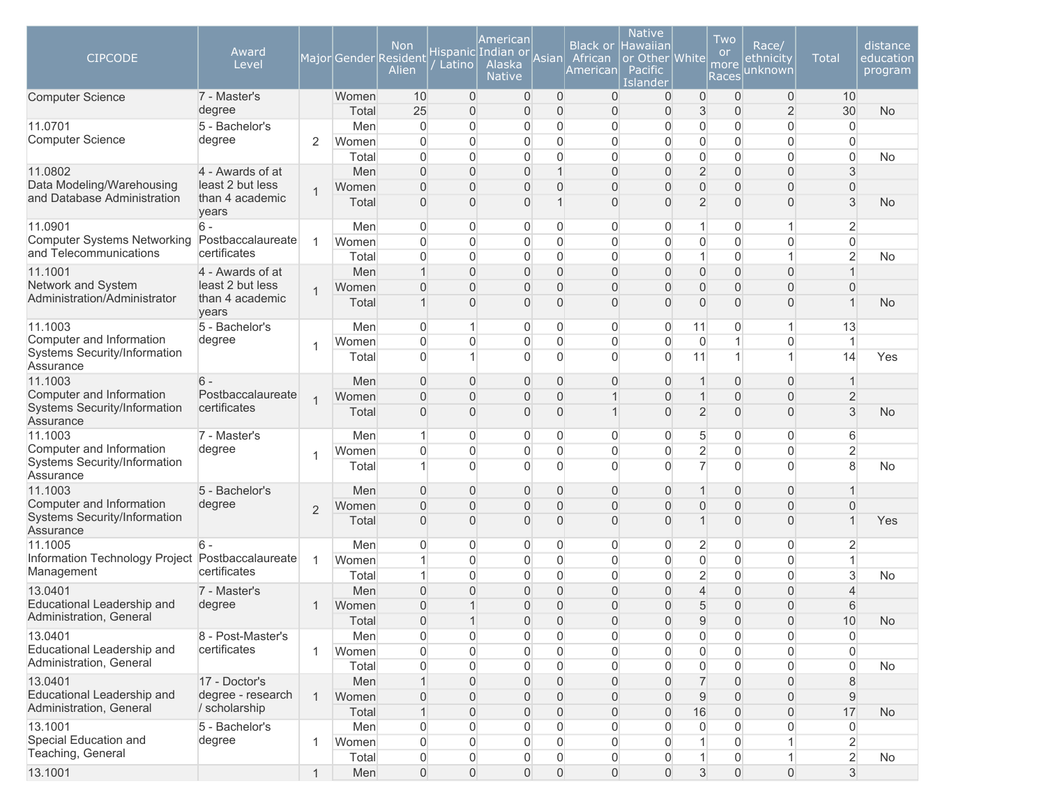| CIPCODE | Award Level | Major | Gender | Non Resident Alien | Hispanic / Latino | American Indian or Alaska Native | Asian | Black or African American | Native Hawaiian or Other Pacific Islander | White | Two or more Races | Race/ ethnicity unknown | Total | distance education program |
|---|---|---|---|---|---|---|---|---|---|---|---|---|---|---|
| Computer Science | 7 - Master's degree | | Women | 10 | 0 | 0 | 0 | 0 | 0 | 0 | 0 | 0 | 10 | |
| | | | Total | 25 | 0 | 0 | 0 | 0 | 0 | 3 | 0 | 2 | 30 | No |
| 11.0701 Computer Science | 5 - Bachelor's degree | 2 | Men | 0 | 0 | 0 | 0 | 0 | 0 | 0 | 0 | 0 | 0 | |
| | | | Women | 0 | 0 | 0 | 0 | 0 | 0 | 0 | 0 | 0 | 0 | |
| | | | Total | 0 | 0 | 0 | 0 | 0 | 0 | 0 | 0 | 0 | 0 | No |
| 11.0802 Data Modeling/Warehousing and Database Administration | 4 - Awards of at least 2 but less than 4 academic years | 1 | Men | 0 | 0 | 0 | 1 | 0 | 0 | 2 | 0 | 0 | 3 | |
| | | | Women | 0 | 0 | 0 | 0 | 0 | 0 | 0 | 0 | 0 | 0 | |
| | | | Total | 0 | 0 | 0 | 1 | 0 | 0 | 2 | 0 | 0 | 3 | No |
| 11.0901 Computer Systems Networking and Telecommunications | 6 - Postbaccalaureate certificates | 1 | Men | 0 | 0 | 0 | 0 | 0 | 0 | 1 | 0 | 1 | 2 | |
| | | | Women | 0 | 0 | 0 | 0 | 0 | 0 | 0 | 0 | 0 | 0 | |
| | | | Total | 0 | 0 | 0 | 0 | 0 | 0 | 1 | 0 | 1 | 2 | No |
| 11.1001 Network and System Administration/Administrator | 4 - Awards of at least 2 but less than 4 academic years | 1 | Men | 1 | 0 | 0 | 0 | 0 | 0 | 0 | 0 | 0 | 1 | |
| | | | Women | 0 | 0 | 0 | 0 | 0 | 0 | 0 | 0 | 0 | 0 | |
| | | | Total | 1 | 0 | 0 | 0 | 0 | 0 | 0 | 0 | 0 | 1 | No |
| 11.1003 Computer and Information Systems Security/Information Assurance | 5 - Bachelor's degree | 1 | Men | 0 | 1 | 0 | 0 | 0 | 0 | 11 | 0 | 1 | 13 | |
| | | | Women | 0 | 0 | 0 | 0 | 0 | 0 | 0 | 1 | 0 | 1 | |
| | | | Total | 0 | 1 | 0 | 0 | 0 | 0 | 11 | 1 | 1 | 14 | Yes |
| 11.1003 Computer and Information Systems Security/Information Assurance | 6 - Postbaccalaureate certificates | 1 | Men | 0 | 0 | 0 | 0 | 0 | 0 | 1 | 0 | 0 | 1 | |
| | | | Women | 0 | 0 | 0 | 0 | 1 | 0 | 1 | 0 | 0 | 2 | |
| | | | Total | 0 | 0 | 0 | 0 | 1 | 0 | 2 | 0 | 0 | 3 | No |
| 11.1003 Computer and Information Systems Security/Information Assurance | 7 - Master's degree | 1 | Men | 1 | 0 | 0 | 0 | 0 | 0 | 5 | 0 | 0 | 6 | |
| | | | Women | 0 | 0 | 0 | 0 | 0 | 0 | 2 | 0 | 0 | 2 | |
| | | | Total | 1 | 0 | 0 | 0 | 0 | 0 | 7 | 0 | 0 | 8 | No |
| 11.1003 Computer and Information Systems Security/Information Assurance | 5 - Bachelor's degree | 2 | Men | 0 | 0 | 0 | 0 | 0 | 0 | 1 | 0 | 0 | 1 | |
| | | | Women | 0 | 0 | 0 | 0 | 0 | 0 | 0 | 0 | 0 | 0 | |
| | | | Total | 0 | 0 | 0 | 0 | 0 | 0 | 1 | 0 | 0 | 1 | Yes |
| 11.1005 Information Technology Project Management | 6 - Postbaccalaureate certificates | 1 | Men | 0 | 0 | 0 | 0 | 0 | 0 | 2 | 0 | 0 | 2 | |
| | | | Women | 1 | 0 | 0 | 0 | 0 | 0 | 0 | 0 | 0 | 1 | |
| | | | Total | 1 | 0 | 0 | 0 | 0 | 0 | 2 | 0 | 0 | 3 | No |
| 13.0401 Educational Leadership and Administration, General | 7 - Master's degree | 1 | Men | 0 | 0 | 0 | 0 | 0 | 0 | 4 | 0 | 0 | 4 | |
| | | | Women | 0 | 1 | 0 | 0 | 0 | 0 | 5 | 0 | 0 | 6 | |
| | | | Total | 0 | 1 | 0 | 0 | 0 | 0 | 9 | 0 | 0 | 10 | No |
| 13.0401 Educational Leadership and Administration, General | 8 - Post-Master's certificates | 1 | Men | 0 | 0 | 0 | 0 | 0 | 0 | 0 | 0 | 0 | 0 | |
| | | | Women | 0 | 0 | 0 | 0 | 0 | 0 | 0 | 0 | 0 | 0 | |
| | | | Total | 0 | 0 | 0 | 0 | 0 | 0 | 0 | 0 | 0 | 0 | No |
| 13.0401 Educational Leadership and Administration, General | 17 - Doctor's degree - research / scholarship | 1 | Men | 1 | 0 | 0 | 0 | 0 | 0 | 7 | 0 | 0 | 8 | |
| | | | Women | 0 | 0 | 0 | 0 | 0 | 0 | 9 | 0 | 0 | 9 | |
| | | | Total | 1 | 0 | 0 | 0 | 0 | 0 | 16 | 0 | 0 | 17 | No |
| 13.1001 Special Education and Teaching, General | 5 - Bachelor's degree | 1 | Men | 0 | 0 | 0 | 0 | 0 | 0 | 0 | 0 | 0 | 0 | |
| | | | Women | 0 | 0 | 0 | 0 | 0 | 0 | 1 | 0 | 1 | 2 | |
| | | | Total | 0 | 0 | 0 | 0 | 0 | 0 | 1 | 0 | 1 | 2 | No |
| 13.1001 | | 1 | Men | 0 | 0 | 0 | 0 | 0 | 0 | 3 | 0 | 0 | 3 | |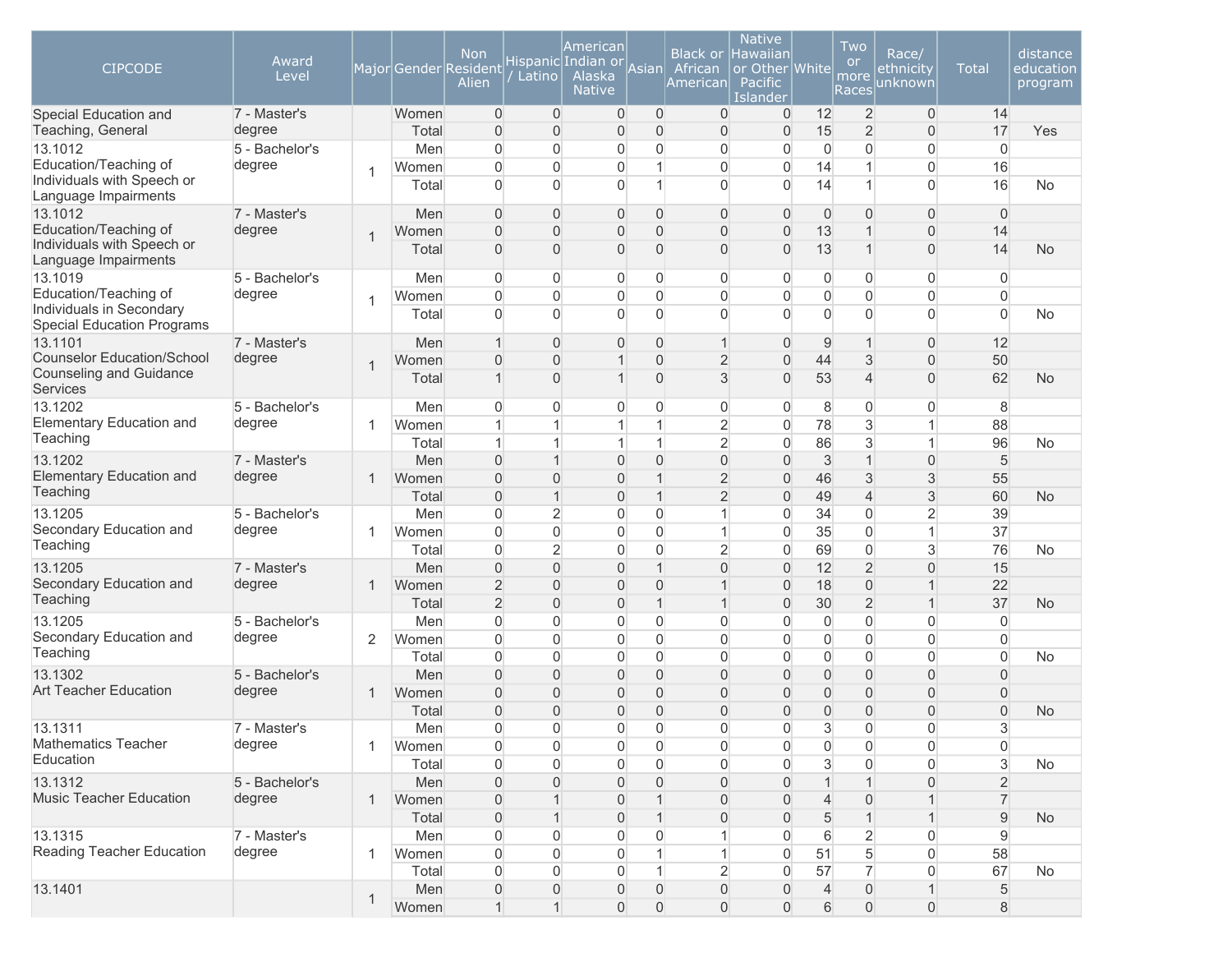| CIPCODE | Award Level | Major | Gender | Non Resident Alien | Hispanic / Latino | American Indian or Alaska Native | Asian | Black or African American | Native Hawaiian or Other Pacific Islander | White | Two or more Races | Race/ ethnicity unknown | Total | distance education program |
|---|---|---|---|---|---|---|---|---|---|---|---|---|---|---|
| Special Education and Teaching, General | 7 - Master's degree | | Women | 0 | 0 | 0 | 0 | 0 | 0 | 12 | 2 | 0 | 14 | |
| | | | Total | 0 | 0 | 0 | 0 | 0 | 0 | 15 | 2 | 0 | 17 | Yes |
| 13.1012 Education/Teaching of Individuals with Speech or Language Impairments | 5 - Bachelor's degree | 1 | Men | 0 | 0 | 0 | 0 | 0 | 0 | 0 | 0 | 0 | 0 | |
| | | | Women | 0 | 0 | 0 | 1 | 0 | 0 | 14 | 1 | 0 | 16 | |
| | | | Total | 0 | 0 | 0 | 1 | 0 | 0 | 14 | 1 | 0 | 16 | No |
| 13.1012 Education/Teaching of Individuals with Speech or Language Impairments | 7 - Master's degree | 1 | Men | 0 | 0 | 0 | 0 | 0 | 0 | 0 | 0 | 0 | 0 | |
| | | | Women | 0 | 0 | 0 | 0 | 0 | 0 | 13 | 1 | 0 | 14 | |
| | | | Total | 0 | 0 | 0 | 0 | 0 | 0 | 13 | 1 | 0 | 14 | No |
| 13.1019 Education/Teaching of Individuals in Secondary Special Education Programs | 5 - Bachelor's degree | 1 | Men | 0 | 0 | 0 | 0 | 0 | 0 | 0 | 0 | 0 | 0 | |
| | | | Women | 0 | 0 | 0 | 0 | 0 | 0 | 0 | 0 | 0 | 0 | |
| | | | Total | 0 | 0 | 0 | 0 | 0 | 0 | 0 | 0 | 0 | 0 | No |
| 13.1101 Counselor Education/School Counseling and Guidance Services | 7 - Master's degree | 1 | Men | 1 | 0 | 0 | 0 | 1 | 0 | 9 | 1 | 0 | 12 | |
| | | | Women | 0 | 0 | 1 | 0 | 2 | 0 | 44 | 3 | 0 | 50 | |
| | | | Total | 1 | 0 | 1 | 0 | 3 | 0 | 53 | 4 | 0 | 62 | No |
| 13.1202 Elementary Education and Teaching | 5 - Bachelor's degree | 1 | Men | 0 | 0 | 0 | 0 | 0 | 0 | 8 | 0 | 0 | 8 | |
| | | | Women | 1 | 1 | 1 | 1 | 2 | 0 | 78 | 3 | 1 | 88 | |
| | | | Total | 1 | 1 | 1 | 1 | 2 | 0 | 86 | 3 | 1 | 96 | No |
| 13.1202 Elementary Education and Teaching | 7 - Master's degree | 1 | Men | 0 | 1 | 0 | 0 | 0 | 0 | 3 | 1 | 0 | 5 | |
| | | | Women | 0 | 0 | 0 | 1 | 2 | 0 | 46 | 3 | 3 | 55 | |
| | | | Total | 0 | 1 | 0 | 1 | 2 | 0 | 49 | 4 | 3 | 60 | No |
| 13.1205 Secondary Education and Teaching | 5 - Bachelor's degree | 1 | Men | 0 | 2 | 0 | 0 | 1 | 0 | 34 | 0 | 2 | 39 | |
| | | | Women | 0 | 0 | 0 | 0 | 1 | 0 | 35 | 0 | 1 | 37 | |
| | | | Total | 0 | 2 | 0 | 0 | 2 | 0 | 69 | 0 | 3 | 76 | No |
| 13.1205 Secondary Education and Teaching | 7 - Master's degree | 1 | Men | 0 | 0 | 0 | 1 | 0 | 0 | 12 | 2 | 0 | 15 | |
| | | | Women | 2 | 0 | 0 | 0 | 1 | 0 | 18 | 0 | 1 | 22 | |
| | | | Total | 2 | 0 | 0 | 1 | 1 | 0 | 30 | 2 | 1 | 37 | No |
| 13.1205 Secondary Education and Teaching | 5 - Bachelor's degree | 2 | Men | 0 | 0 | 0 | 0 | 0 | 0 | 0 | 0 | 0 | 0 | |
| | | | Women | 0 | 0 | 0 | 0 | 0 | 0 | 0 | 0 | 0 | 0 | |
| | | | Total | 0 | 0 | 0 | 0 | 0 | 0 | 0 | 0 | 0 | 0 | No |
| 13.1302 Art Teacher Education | 5 - Bachelor's degree | 1 | Men | 0 | 0 | 0 | 0 | 0 | 0 | 0 | 0 | 0 | 0 | |
| | | | Women | 0 | 0 | 0 | 0 | 0 | 0 | 0 | 0 | 0 | 0 | |
| | | | Total | 0 | 0 | 0 | 0 | 0 | 0 | 0 | 0 | 0 | 0 | No |
| 13.1311 Mathematics Teacher Education | 7 - Master's degree | 1 | Men | 0 | 0 | 0 | 0 | 0 | 0 | 3 | 0 | 0 | 3 | |
| | | | Women | 0 | 0 | 0 | 0 | 0 | 0 | 0 | 0 | 0 | 0 | |
| | | | Total | 0 | 0 | 0 | 0 | 0 | 0 | 3 | 0 | 0 | 3 | No |
| 13.1312 Music Teacher Education | 5 - Bachelor's degree | 1 | Men | 0 | 0 | 0 | 0 | 0 | 0 | 1 | 1 | 0 | 2 | |
| | | | Women | 0 | 1 | 0 | 1 | 0 | 0 | 4 | 0 | 1 | 7 | |
| | | | Total | 0 | 1 | 0 | 1 | 0 | 0 | 5 | 1 | 1 | 9 | No |
| 13.1315 Reading Teacher Education | 7 - Master's degree | 1 | Men | 0 | 0 | 0 | 0 | 1 | 0 | 6 | 2 | 0 | 9 | |
| | | | Women | 0 | 0 | 0 | 1 | 1 | 0 | 51 | 5 | 0 | 58 | |
| | | | Total | 0 | 0 | 0 | 1 | 2 | 0 | 57 | 7 | 0 | 67 | No |
| 13.1401 | | 1 | Men | 0 | 0 | 0 | 0 | 0 | 0 | 4 | 0 | 1 | 5 | |
| | | | Women | 1 | 1 | 0 | 0 | 0 | 0 | 6 | 0 | 0 | 8 | |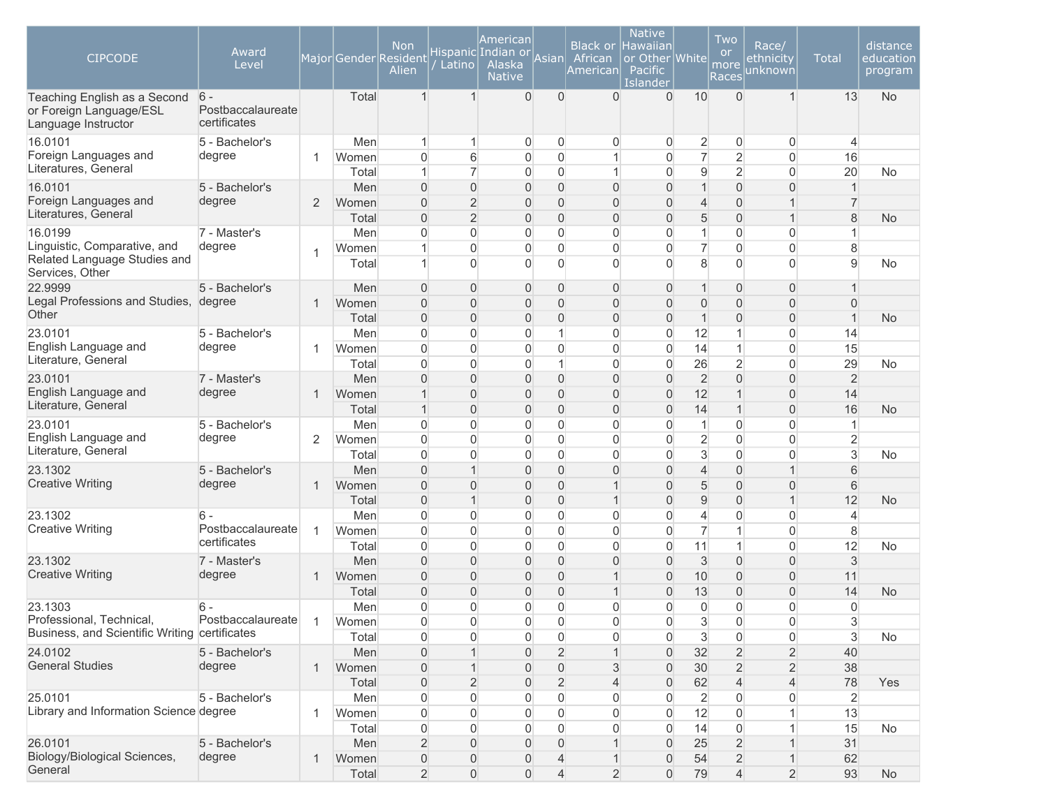| CIPCODE | Award Level | Major | Gender | Non Resident Alien | Hispanic / Latino | American Indian or Alaska Native | Asian | Black or African American | Native Hawaiian or Other Pacific Islander | White | Two or more Races | Race/ ethnicity unknown | Total | distance education program |
|---|---|---|---|---|---|---|---|---|---|---|---|---|---|---|
| Teaching English as a Second or Foreign Language/ESL Language Instructor | 6 - Postbaccalaureate certificates | | Total | 1 | 1 | 0 | 0 | 0 | 0 | 10 | 0 | 1 | 13 | No |
| 16.0101 Foreign Languages and Literatures, General | 5 - Bachelor's degree | 1 | Men | 1 | 1 | 0 | 0 | 0 | 0 | 2 | 0 | 0 | 4 | |
| | | | Women | 0 | 6 | 0 | 0 | 1 | 0 | 7 | 2 | 0 | 16 | |
| | | | Total | 1 | 7 | 0 | 0 | 1 | 0 | 9 | 2 | 0 | 20 | No |
| 16.0101 Foreign Languages and Literatures, General | 5 - Bachelor's degree | 2 | Men | 0 | 0 | 0 | 0 | 0 | 0 | 1 | 0 | 0 | 1 | |
| | | | Women | 0 | 2 | 0 | 0 | 0 | 0 | 4 | 0 | 1 | 7 | |
| | | | Total | 0 | 2 | 0 | 0 | 0 | 0 | 5 | 0 | 1 | 8 | No |
| 16.0199 Linguistic, Comparative, and Related Language Studies and Services, Other | 7 - Master's degree | 1 | Men | 0 | 0 | 0 | 0 | 0 | 0 | 1 | 0 | 0 | 1 | |
| | | | Women | 1 | 0 | 0 | 0 | 0 | 0 | 7 | 0 | 0 | 8 | |
| | | | Total | 1 | 0 | 0 | 0 | 0 | 0 | 8 | 0 | 0 | 9 | No |
| 22.9999 Legal Professions and Studies, Other | 5 - Bachelor's degree | 1 | Men | 0 | 0 | 0 | 0 | 0 | 0 | 1 | 0 | 0 | 1 | |
| | | | Women | 0 | 0 | 0 | 0 | 0 | 0 | 0 | 0 | 0 | 0 | |
| | | | Total | 0 | 0 | 0 | 0 | 0 | 0 | 1 | 0 | 0 | 1 | No |
| 23.0101 English Language and Literature, General | 5 - Bachelor's degree | 1 | Men | 0 | 0 | 0 | 1 | 0 | 0 | 12 | 1 | 0 | 14 | |
| | | | Women | 0 | 0 | 0 | 0 | 0 | 0 | 14 | 1 | 0 | 15 | |
| | | | Total | 0 | 0 | 0 | 1 | 0 | 0 | 26 | 2 | 0 | 29 | No |
| 23.0101 English Language and Literature, General | 7 - Master's degree | 1 | Men | 0 | 0 | 0 | 0 | 0 | 0 | 2 | 0 | 0 | 2 | |
| | | | Women | 1 | 0 | 0 | 0 | 0 | 0 | 12 | 1 | 0 | 14 | |
| | | | Total | 1 | 0 | 0 | 0 | 0 | 0 | 14 | 1 | 0 | 16 | No |
| 23.0101 English Language and Literature, General | 5 - Bachelor's degree | 2 | Men | 0 | 0 | 0 | 0 | 0 | 0 | 1 | 0 | 0 | 1 | |
| | | | Women | 0 | 0 | 0 | 0 | 0 | 0 | 2 | 0 | 0 | 2 | |
| | | | Total | 0 | 0 | 0 | 0 | 0 | 0 | 3 | 0 | 0 | 3 | No |
| 23.1302 Creative Writing | 5 - Bachelor's degree | 1 | Men | 0 | 1 | 0 | 0 | 0 | 0 | 4 | 0 | 1 | 6 | |
| | | | Women | 0 | 0 | 0 | 0 | 1 | 0 | 5 | 0 | 0 | 6 | |
| | | | Total | 0 | 1 | 0 | 0 | 1 | 0 | 9 | 0 | 1 | 12 | No |
| 23.1302 Creative Writing | 6 - Postbaccalaureate certificates | 1 | Men | 0 | 0 | 0 | 0 | 0 | 0 | 4 | 0 | 0 | 4 | |
| | | | Women | 0 | 0 | 0 | 0 | 0 | 0 | 7 | 1 | 0 | 8 | |
| | | | Total | 0 | 0 | 0 | 0 | 0 | 0 | 11 | 1 | 0 | 12 | No |
| 23.1302 Creative Writing | 7 - Master's degree | 1 | Men | 0 | 0 | 0 | 0 | 0 | 0 | 3 | 0 | 0 | 3 | |
| | | | Women | 0 | 0 | 0 | 0 | 1 | 0 | 10 | 0 | 0 | 11 | |
| | | | Total | 0 | 0 | 0 | 0 | 1 | 0 | 13 | 0 | 0 | 14 | No |
| 23.1303 Professional, Technical, Business, and Scientific Writing | 6 - Postbaccalaureate certificates | 1 | Men | 0 | 0 | 0 | 0 | 0 | 0 | 0 | 0 | 0 | 0 | |
| | | | Women | 0 | 0 | 0 | 0 | 0 | 0 | 3 | 0 | 0 | 3 | |
| | | | Total | 0 | 0 | 0 | 0 | 0 | 0 | 3 | 0 | 0 | 3 | No |
| 24.0102 General Studies | 5 - Bachelor's degree | 1 | Men | 0 | 1 | 0 | 2 | 1 | 0 | 32 | 2 | 2 | 40 | |
| | | | Women | 0 | 1 | 0 | 0 | 3 | 0 | 30 | 2 | 2 | 38 | |
| | | | Total | 0 | 2 | 0 | 2 | 4 | 0 | 62 | 4 | 4 | 78 | Yes |
| 25.0101 Library and Information Science | 5 - Bachelor's degree | 1 | Men | 0 | 0 | 0 | 0 | 0 | 0 | 2 | 0 | 0 | 2 | |
| | | | Women | 0 | 0 | 0 | 0 | 0 | 0 | 12 | 0 | 1 | 13 | |
| | | | Total | 0 | 0 | 0 | 0 | 0 | 0 | 14 | 0 | 1 | 15 | No |
| 26.0101 Biology/Biological Sciences, General | 5 - Bachelor's degree | 1 | Men | 2 | 0 | 0 | 0 | 1 | 0 | 25 | 2 | 1 | 31 | |
| | | | Women | 0 | 0 | 0 | 4 | 1 | 0 | 54 | 2 | 1 | 62 | |
| | | | Total | 2 | 0 | 0 | 4 | 2 | 0 | 79 | 4 | 2 | 93 | No |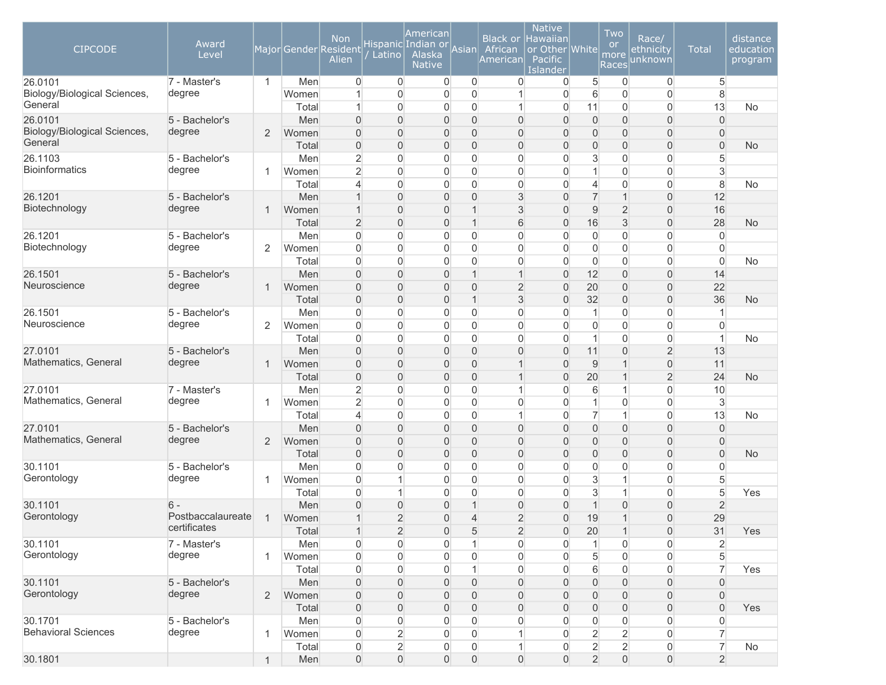| CIPCODE | Award Level | Major | Gender | Non Resident Alien | Hispanic / Latino | American Indian or Alaska Native | Asian | Black or African American | Native Hawaiian or Other Pacific Islander | White | Two or more Races | Race/ ethnicity unknown | Total | distance education program |
|---|---|---|---|---|---|---|---|---|---|---|---|---|---|---|
| 26.0101 Biology/Biological Sciences, General | 7 - Master's degree | 1 | Men | 0 | 0 | 0 | 0 | 0 | 0 | 5 | 0 | 0 | 5 | |
| | | | Women | 1 | 0 | 0 | 0 | 1 | 0 | 6 | 0 | 0 | 8 | |
| | | | Total | 1 | 0 | 0 | 0 | 1 | 0 | 11 | 0 | 0 | 13 | No |
| 26.0101 Biology/Biological Sciences, General | 5 - Bachelor's degree | 2 | Men | 0 | 0 | 0 | 0 | 0 | 0 | 0 | 0 | 0 | 0 | |
| | | | Women | 0 | 0 | 0 | 0 | 0 | 0 | 0 | 0 | 0 | 0 | |
| | | | Total | 0 | 0 | 0 | 0 | 0 | 0 | 0 | 0 | 0 | 0 | No |
| 26.1103 Bioinformatics | 5 - Bachelor's degree | 1 | Men | 2 | 0 | 0 | 0 | 0 | 0 | 3 | 0 | 0 | 5 | |
| | | | Women | 2 | 0 | 0 | 0 | 0 | 0 | 1 | 0 | 0 | 3 | |
| | | | Total | 4 | 0 | 0 | 0 | 0 | 0 | 4 | 0 | 0 | 8 | No |
| 26.1201 Biotechnology | 5 - Bachelor's degree | 1 | Men | 1 | 0 | 0 | 0 | 3 | 0 | 7 | 1 | 0 | 12 | |
| | | | Women | 1 | 0 | 0 | 1 | 3 | 0 | 9 | 2 | 0 | 16 | |
| | | | Total | 2 | 0 | 0 | 1 | 6 | 0 | 16 | 3 | 0 | 28 | No |
| 26.1201 Biotechnology | 5 - Bachelor's degree | 2 | Men | 0 | 0 | 0 | 0 | 0 | 0 | 0 | 0 | 0 | 0 | |
| | | | Women | 0 | 0 | 0 | 0 | 0 | 0 | 0 | 0 | 0 | 0 | |
| | | | Total | 0 | 0 | 0 | 0 | 0 | 0 | 0 | 0 | 0 | 0 | No |
| 26.1501 Neuroscience | 5 - Bachelor's degree | 1 | Men | 0 | 0 | 0 | 1 | 1 | 0 | 12 | 0 | 0 | 14 | |
| | | | Women | 0 | 0 | 0 | 0 | 2 | 0 | 20 | 0 | 0 | 22 | |
| | | | Total | 0 | 0 | 0 | 1 | 3 | 0 | 32 | 0 | 0 | 36 | No |
| 26.1501 Neuroscience | 5 - Bachelor's degree | 2 | Men | 0 | 0 | 0 | 0 | 0 | 0 | 1 | 0 | 0 | 1 | |
| | | | Women | 0 | 0 | 0 | 0 | 0 | 0 | 0 | 0 | 0 | 0 | |
| | | | Total | 0 | 0 | 0 | 0 | 0 | 0 | 1 | 0 | 0 | 1 | No |
| 27.0101 Mathematics, General | 5 - Bachelor's degree | 1 | Men | 0 | 0 | 0 | 0 | 0 | 0 | 11 | 0 | 2 | 13 | |
| | | | Women | 0 | 0 | 0 | 0 | 1 | 0 | 9 | 1 | 0 | 11 | |
| | | | Total | 0 | 0 | 0 | 0 | 1 | 0 | 20 | 1 | 2 | 24 | No |
| 27.0101 Mathematics, General | 7 - Master's degree | 1 | Men | 2 | 0 | 0 | 0 | 1 | 0 | 6 | 1 | 0 | 10 | |
| | | | Women | 2 | 0 | 0 | 0 | 0 | 0 | 1 | 0 | 0 | 3 | |
| | | | Total | 4 | 0 | 0 | 0 | 1 | 0 | 7 | 1 | 0 | 13 | No |
| 27.0101 Mathematics, General | 5 - Bachelor's degree | 2 | Men | 0 | 0 | 0 | 0 | 0 | 0 | 0 | 0 | 0 | 0 | |
| | | | Women | 0 | 0 | 0 | 0 | 0 | 0 | 0 | 0 | 0 | 0 | |
| | | | Total | 0 | 0 | 0 | 0 | 0 | 0 | 0 | 0 | 0 | 0 | No |
| 30.1101 Gerontology | 5 - Bachelor's degree | 1 | Men | 0 | 0 | 0 | 0 | 0 | 0 | 0 | 0 | 0 | 0 | |
| | | | Women | 0 | 1 | 0 | 0 | 0 | 0 | 3 | 1 | 0 | 5 | |
| | | | Total | 0 | 1 | 0 | 0 | 0 | 0 | 3 | 1 | 0 | 5 | Yes |
| 30.1101 Gerontology | 6 - Postbaccalaureate certificates | 1 | Men | 0 | 0 | 0 | 1 | 0 | 0 | 1 | 0 | 0 | 2 | |
| | | | Women | 1 | 2 | 0 | 4 | 2 | 0 | 19 | 1 | 0 | 29 | |
| | | | Total | 1 | 2 | 0 | 5 | 2 | 0 | 20 | 1 | 0 | 31 | Yes |
| 30.1101 Gerontology | 7 - Master's degree | 1 | Men | 0 | 0 | 0 | 1 | 0 | 0 | 1 | 0 | 0 | 2 | |
| | | | Women | 0 | 0 | 0 | 0 | 0 | 0 | 5 | 0 | 0 | 5 | |
| | | | Total | 0 | 0 | 0 | 1 | 0 | 0 | 6 | 0 | 0 | 7 | Yes |
| 30.1101 Gerontology | 5 - Bachelor's degree | 2 | Men | 0 | 0 | 0 | 0 | 0 | 0 | 0 | 0 | 0 | 0 | |
| | | | Women | 0 | 0 | 0 | 0 | 0 | 0 | 0 | 0 | 0 | 0 | |
| | | | Total | 0 | 0 | 0 | 0 | 0 | 0 | 0 | 0 | 0 | 0 | Yes |
| 30.1701 Behavioral Sciences | 5 - Bachelor's degree | 1 | Men | 0 | 0 | 0 | 0 | 0 | 0 | 0 | 0 | 0 | 0 | |
| | | | Women | 0 | 2 | 0 | 0 | 1 | 0 | 2 | 2 | 0 | 7 | |
| | | | Total | 0 | 2 | 0 | 0 | 1 | 0 | 2 | 2 | 0 | 7 | No |
| 30.1801 | | 1 | Men | 0 | 0 | 0 | 0 | 0 | 0 | 2 | 0 | 0 | 2 | |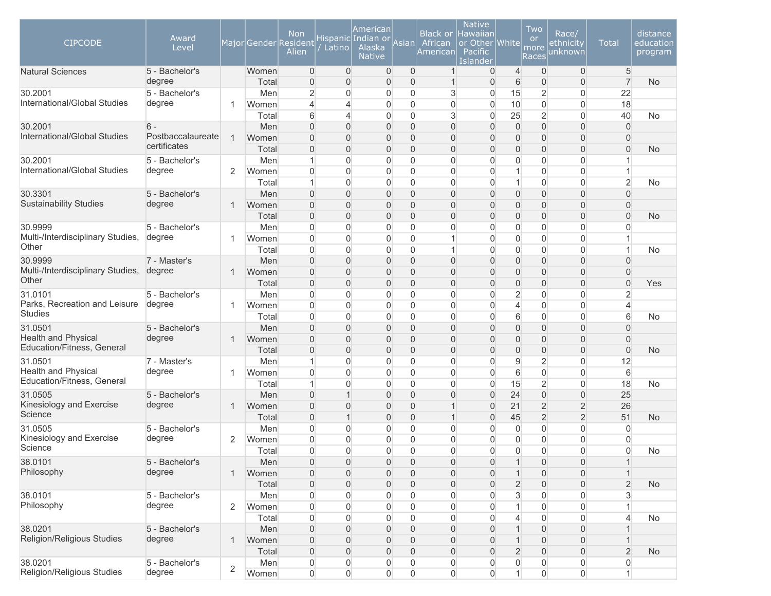| CIPCODE | Award Level | Major | Gender | Non Resident Alien | Hispanic / Latino | American Indian or Alaska Native | Asian | Black or African American | Native Hawaiian or Other Pacific Islander | White | Two or more Races | Race/ ethnicity unknown | Total | distance education program |
|---|---|---|---|---|---|---|---|---|---|---|---|---|---|---|
| Natural Sciences | 5 - Bachelor's degree | | Women | 0 | 0 | 0 | 0 | 1 | 0 | 4 | 0 | 0 | 5 | |
| | | | Total | 0 | 0 | 0 | 0 | 1 | 0 | 6 | 0 | 0 | 7 | No |
| 30.2001 International/Global Studies | 5 - Bachelor's degree | 1 | Men | 2 | 0 | 0 | 0 | 3 | 0 | 15 | 2 | 0 | 22 | |
| | | | Women | 4 | 4 | 0 | 0 | 0 | 0 | 10 | 0 | 0 | 18 | |
| | | | Total | 6 | 4 | 0 | 0 | 3 | 0 | 25 | 2 | 0 | 40 | No |
| 30.2001 International/Global Studies | 6 - Postbaccalaureate certificates | 1 | Men | 0 | 0 | 0 | 0 | 0 | 0 | 0 | 0 | 0 | 0 | |
| | | | Women | 0 | 0 | 0 | 0 | 0 | 0 | 0 | 0 | 0 | 0 | |
| | | | Total | 0 | 0 | 0 | 0 | 0 | 0 | 0 | 0 | 0 | 0 | No |
| 30.2001 International/Global Studies | 5 - Bachelor's degree | 2 | Men | 1 | 0 | 0 | 0 | 0 | 0 | 0 | 0 | 0 | 1 | |
| | | | Women | 0 | 0 | 0 | 0 | 0 | 0 | 1 | 0 | 0 | 1 | |
| | | | Total | 1 | 0 | 0 | 0 | 0 | 0 | 1 | 0 | 0 | 2 | No |
| 30.3301 Sustainability Studies | 5 - Bachelor's degree | 1 | Men | 0 | 0 | 0 | 0 | 0 | 0 | 0 | 0 | 0 | 0 | |
| | | | Women | 0 | 0 | 0 | 0 | 0 | 0 | 0 | 0 | 0 | 0 | |
| | | | Total | 0 | 0 | 0 | 0 | 0 | 0 | 0 | 0 | 0 | 0 | No |
| 30.9999 Multi-/Interdisciplinary Studies, Other | 5 - Bachelor's degree | 1 | Men | 0 | 0 | 0 | 0 | 0 | 0 | 0 | 0 | 0 | 0 | |
| | | | Women | 0 | 0 | 0 | 0 | 1 | 0 | 0 | 0 | 0 | 1 | |
| | | | Total | 0 | 0 | 0 | 0 | 1 | 0 | 0 | 0 | 0 | 1 | No |
| 30.9999 Multi-/Interdisciplinary Studies, Other | 7 - Master's degree | 1 | Men | 0 | 0 | 0 | 0 | 0 | 0 | 0 | 0 | 0 | 0 | |
| | | | Women | 0 | 0 | 0 | 0 | 0 | 0 | 0 | 0 | 0 | 0 | |
| | | | Total | 0 | 0 | 0 | 0 | 0 | 0 | 0 | 0 | 0 | 0 | Yes |
| 31.0101 Parks, Recreation and Leisure Studies | 5 - Bachelor's degree | 1 | Men | 0 | 0 | 0 | 0 | 0 | 0 | 2 | 0 | 0 | 2 | |
| | | | Women | 0 | 0 | 0 | 0 | 0 | 0 | 4 | 0 | 0 | 4 | |
| | | | Total | 0 | 0 | 0 | 0 | 0 | 0 | 6 | 0 | 0 | 6 | No |
| 31.0501 Health and Physical Education/Fitness, General | 5 - Bachelor's degree | 1 | Men | 0 | 0 | 0 | 0 | 0 | 0 | 0 | 0 | 0 | 0 | |
| | | | Women | 0 | 0 | 0 | 0 | 0 | 0 | 0 | 0 | 0 | 0 | |
| | | | Total | 0 | 0 | 0 | 0 | 0 | 0 | 0 | 0 | 0 | 0 | No |
| 31.0501 Health and Physical Education/Fitness, General | 7 - Master's degree | 1 | Men | 1 | 0 | 0 | 0 | 0 | 0 | 9 | 2 | 0 | 12 | |
| | | | Women | 0 | 0 | 0 | 0 | 0 | 0 | 6 | 0 | 0 | 6 | |
| | | | Total | 1 | 0 | 0 | 0 | 0 | 0 | 15 | 2 | 0 | 18 | No |
| 31.0505 Kinesiology and Exercise Science | 5 - Bachelor's degree | 1 | Men | 0 | 1 | 0 | 0 | 0 | 0 | 24 | 0 | 0 | 25 | |
| | | | Women | 0 | 0 | 0 | 0 | 1 | 0 | 21 | 2 | 2 | 26 | |
| | | | Total | 0 | 1 | 0 | 0 | 1 | 0 | 45 | 2 | 2 | 51 | No |
| 31.0505 Kinesiology and Exercise Science | 5 - Bachelor's degree | 2 | Men | 0 | 0 | 0 | 0 | 0 | 0 | 0 | 0 | 0 | 0 | |
| | | | Women | 0 | 0 | 0 | 0 | 0 | 0 | 0 | 0 | 0 | 0 | |
| | | | Total | 0 | 0 | 0 | 0 | 0 | 0 | 0 | 0 | 0 | 0 | No |
| 38.0101 Philosophy | 5 - Bachelor's degree | 1 | Men | 0 | 0 | 0 | 0 | 0 | 0 | 1 | 0 | 0 | 1 | |
| | | | Women | 0 | 0 | 0 | 0 | 0 | 0 | 1 | 0 | 0 | 1 | |
| | | | Total | 0 | 0 | 0 | 0 | 0 | 0 | 2 | 0 | 0 | 2 | No |
| 38.0101 Philosophy | 5 - Bachelor's degree | 2 | Men | 0 | 0 | 0 | 0 | 0 | 0 | 3 | 0 | 0 | 3 | |
| | | | Women | 0 | 0 | 0 | 0 | 0 | 0 | 1 | 0 | 0 | 1 | |
| | | | Total | 0 | 0 | 0 | 0 | 0 | 0 | 4 | 0 | 0 | 4 | No |
| 38.0201 Religion/Religious Studies | 5 - Bachelor's degree | 1 | Men | 0 | 0 | 0 | 0 | 0 | 0 | 1 | 0 | 0 | 1 | |
| | | | Women | 0 | 0 | 0 | 0 | 0 | 0 | 1 | 0 | 0 | 1 | |
| | | | Total | 0 | 0 | 0 | 0 | 0 | 0 | 2 | 0 | 0 | 2 | No |
| 38.0201 Religion/Religious Studies | 5 - Bachelor's degree | 2 | Men | 0 | 0 | 0 | 0 | 0 | 0 | 0 | 0 | 0 | 0 | |
| | | | Women | 0 | 0 | 0 | 0 | 0 | 0 | 1 | 0 | 0 | 1 | |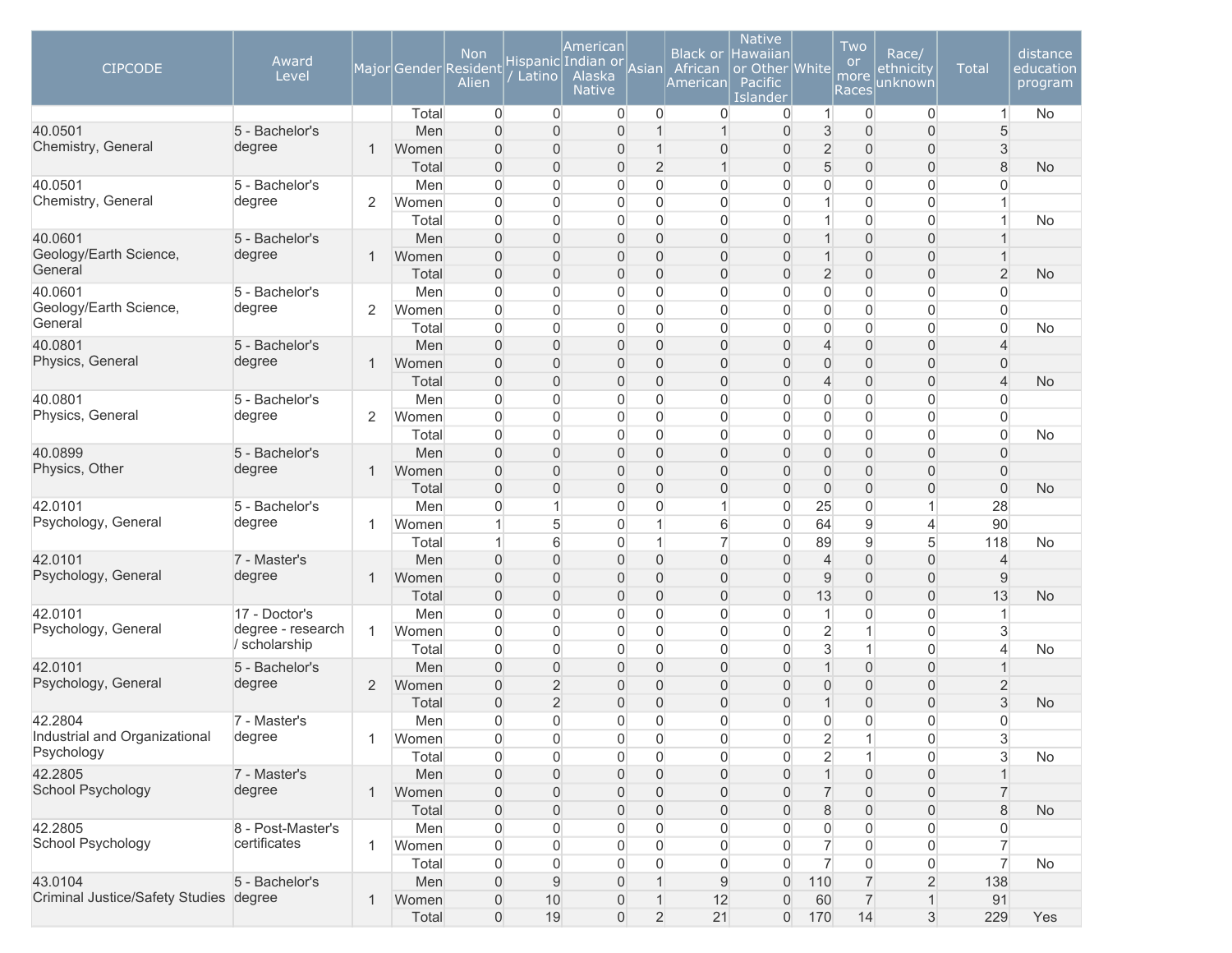| CIPCODE | Award Level | Major | Gender | Non Resident Alien | Hispanic / Latino | American Indian or Alaska Native | Asian | Black or African American | Native Hawaiian or Other Pacific Islander | White | Two or more Races | Race/ ethnicity unknown | Total | distance education program |
|---|---|---|---|---|---|---|---|---|---|---|---|---|---|---|
| | | | Total | 0 | 0 | 0 | 0 | 0 | 0 | 1 | 0 | 0 | 1 | No |
| 40.0501 Chemistry, General | 5 - Bachelor's degree | 1 | Men | 0 | 0 | 0 | 1 | 1 | 0 | 3 | 0 | 0 | 5 | |
| | | | Women | 0 | 0 | 0 | 1 | 0 | 0 | 2 | 0 | 0 | 3 | |
| | | | Total | 0 | 0 | 0 | 2 | 1 | 0 | 5 | 0 | 0 | 8 | No |
| 40.0501 Chemistry, General | 5 - Bachelor's degree | 2 | Men | 0 | 0 | 0 | 0 | 0 | 0 | 0 | 0 | 0 | 0 | |
| | | | Women | 0 | 0 | 0 | 0 | 0 | 0 | 1 | 0 | 0 | 1 | |
| | | | Total | 0 | 0 | 0 | 0 | 0 | 0 | 1 | 0 | 0 | 1 | No |
| 40.0601 Geology/Earth Science, General | 5 - Bachelor's degree | 1 | Men | 0 | 0 | 0 | 0 | 0 | 0 | 1 | 0 | 0 | 1 | |
| | | | Women | 0 | 0 | 0 | 0 | 0 | 0 | 1 | 0 | 0 | 1 | |
| | | | Total | 0 | 0 | 0 | 0 | 0 | 0 | 2 | 0 | 0 | 2 | No |
| 40.0601 Geology/Earth Science, General | 5 - Bachelor's degree | 2 | Men | 0 | 0 | 0 | 0 | 0 | 0 | 0 | 0 | 0 | 0 | |
| | | | Women | 0 | 0 | 0 | 0 | 0 | 0 | 0 | 0 | 0 | 0 | |
| | | | Total | 0 | 0 | 0 | 0 | 0 | 0 | 0 | 0 | 0 | 0 | No |
| 40.0801 Physics, General | 5 - Bachelor's degree | 1 | Men | 0 | 0 | 0 | 0 | 0 | 0 | 4 | 0 | 0 | 4 | |
| | | | Women | 0 | 0 | 0 | 0 | 0 | 0 | 0 | 0 | 0 | 0 | |
| | | | Total | 0 | 0 | 0 | 0 | 0 | 0 | 4 | 0 | 0 | 4 | No |
| 40.0801 Physics, General | 5 - Bachelor's degree | 2 | Men | 0 | 0 | 0 | 0 | 0 | 0 | 0 | 0 | 0 | 0 | |
| | | | Women | 0 | 0 | 0 | 0 | 0 | 0 | 0 | 0 | 0 | 0 | |
| | | | Total | 0 | 0 | 0 | 0 | 0 | 0 | 0 | 0 | 0 | 0 | No |
| 40.0899 Physics, Other | 5 - Bachelor's degree | 1 | Men | 0 | 0 | 0 | 0 | 0 | 0 | 0 | 0 | 0 | 0 | |
| | | | Women | 0 | 0 | 0 | 0 | 0 | 0 | 0 | 0 | 0 | 0 | |
| | | | Total | 0 | 0 | 0 | 0 | 0 | 0 | 0 | 0 | 0 | 0 | No |
| 42.0101 Psychology, General | 5 - Bachelor's degree | 1 | Men | 0 | 1 | 0 | 0 | 1 | 0 | 25 | 0 | 1 | 28 | |
| | | | Women | 1 | 5 | 0 | 1 | 6 | 0 | 64 | 9 | 4 | 90 | |
| | | | Total | 1 | 6 | 0 | 1 | 7 | 0 | 89 | 9 | 5 | 118 | No |
| 42.0101 Psychology, General | 7 - Master's degree | 1 | Men | 0 | 0 | 0 | 0 | 0 | 0 | 4 | 0 | 0 | 4 | |
| | | | Women | 0 | 0 | 0 | 0 | 0 | 0 | 9 | 0 | 0 | 9 | |
| | | | Total | 0 | 0 | 0 | 0 | 0 | 0 | 13 | 0 | 0 | 13 | No |
| 42.0101 Psychology, General | 17 - Doctor's degree - research / scholarship | 1 | Men | 0 | 0 | 0 | 0 | 0 | 0 | 1 | 0 | 0 | 1 | |
| | | | Women | 0 | 0 | 0 | 0 | 0 | 0 | 2 | 1 | 0 | 3 | |
| | | | Total | 0 | 0 | 0 | 0 | 0 | 0 | 3 | 1 | 0 | 4 | No |
| 42.0101 Psychology, General | 5 - Bachelor's degree | 2 | Men | 0 | 0 | 0 | 0 | 0 | 0 | 1 | 0 | 0 | 1 | |
| | | | Women | 0 | 2 | 0 | 0 | 0 | 0 | 0 | 0 | 0 | 2 | |
| | | | Total | 0 | 2 | 0 | 0 | 0 | 0 | 1 | 0 | 0 | 3 | No |
| 42.2804 Industrial and Organizational Psychology | 7 - Master's degree | 1 | Men | 0 | 0 | 0 | 0 | 0 | 0 | 0 | 0 | 0 | 0 | |
| | | | Women | 0 | 0 | 0 | 0 | 0 | 0 | 2 | 1 | 0 | 3 | |
| | | | Total | 0 | 0 | 0 | 0 | 0 | 0 | 2 | 1 | 0 | 3 | No |
| 42.2805 School Psychology | 7 - Master's degree | 1 | Men | 0 | 0 | 0 | 0 | 0 | 0 | 1 | 0 | 0 | 1 | |
| | | | Women | 0 | 0 | 0 | 0 | 0 | 0 | 7 | 0 | 0 | 7 | |
| | | | Total | 0 | 0 | 0 | 0 | 0 | 0 | 8 | 0 | 0 | 8 | No |
| 42.2805 School Psychology | 8 - Post-Master's certificates | 1 | Men | 0 | 0 | 0 | 0 | 0 | 0 | 0 | 0 | 0 | 0 | |
| | | | Women | 0 | 0 | 0 | 0 | 0 | 0 | 7 | 0 | 0 | 7 | |
| | | | Total | 0 | 0 | 0 | 0 | 0 | 0 | 7 | 0 | 0 | 7 | No |
| 43.0104 Criminal Justice/Safety Studies | 5 - Bachelor's degree | 1 | Men | 0 | 9 | 0 | 1 | 9 | 0 | 110 | 7 | 2 | 138 | |
| | | | Women | 0 | 10 | 0 | 1 | 12 | 0 | 60 | 7 | 1 | 91 | |
| | | | Total | 0 | 19 | 0 | 2 | 21 | 0 | 170 | 14 | 3 | 229 | Yes |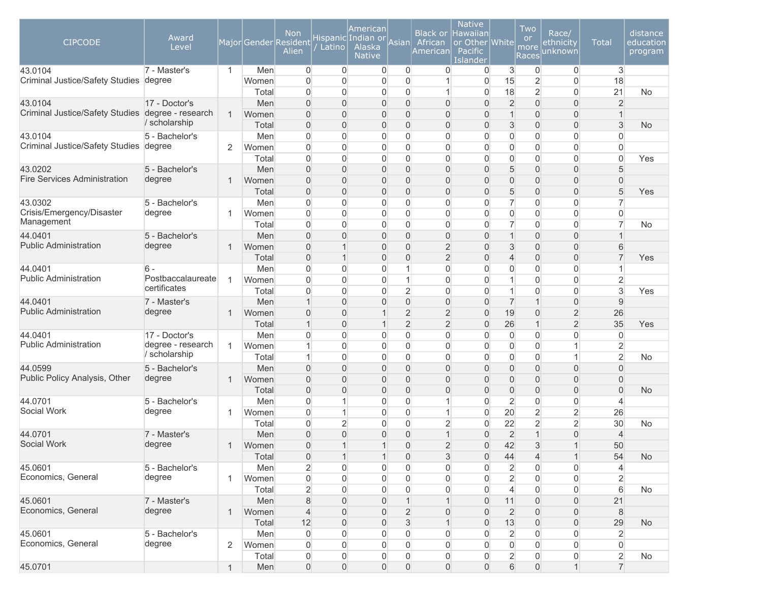| CIPCODE | Award Level | Major | Gender | Non Resident Alien | Hispanic / Latino | American Indian or Alaska Native | Asian | Black or African American | Native Hawaiian or Other Pacific Islander | White | Two or more Races | Race/ ethnicity unknown | Total | distance education program |
|---|---|---|---|---|---|---|---|---|---|---|---|---|---|---|
| 43.0104 Criminal Justice/Safety Studies | 7 - Master's degree | 1 | Men | 0 | 0 | 0 | 0 | 0 | 0 | 3 | 0 | 0 | 3 | |
| | | | Women | 0 | 0 | 0 | 0 | 1 | 0 | 15 | 2 | 0 | 18 | |
| | | | Total | 0 | 0 | 0 | 0 | 1 | 0 | 18 | 2 | 0 | 21 | No |
| 43.0104 Criminal Justice/Safety Studies | 17 - Doctor's degree - research / scholarship | 1 | Men | 0 | 0 | 0 | 0 | 0 | 0 | 2 | 0 | 0 | 2 | |
| | | | Women | 0 | 0 | 0 | 0 | 0 | 0 | 1 | 0 | 0 | 1 | |
| | | | Total | 0 | 0 | 0 | 0 | 0 | 0 | 3 | 0 | 0 | 3 | No |
| 43.0104 Criminal Justice/Safety Studies | 5 - Bachelor's degree | 2 | Men | 0 | 0 | 0 | 0 | 0 | 0 | 0 | 0 | 0 | 0 | |
| | | | Women | 0 | 0 | 0 | 0 | 0 | 0 | 0 | 0 | 0 | 0 | |
| | | | Total | 0 | 0 | 0 | 0 | 0 | 0 | 0 | 0 | 0 | 0 | Yes |
| 43.0202 Fire Services Administration | 5 - Bachelor's degree | 1 | Men | 0 | 0 | 0 | 0 | 0 | 0 | 5 | 0 | 0 | 5 | |
| | | | Women | 0 | 0 | 0 | 0 | 0 | 0 | 0 | 0 | 0 | 0 | |
| | | | Total | 0 | 0 | 0 | 0 | 0 | 0 | 5 | 0 | 0 | 5 | Yes |
| 43.0302 Crisis/Emergency/Disaster Management | 5 - Bachelor's degree | 1 | Men | 0 | 0 | 0 | 0 | 0 | 0 | 7 | 0 | 0 | 7 | |
| | | | Women | 0 | 0 | 0 | 0 | 0 | 0 | 0 | 0 | 0 | 0 | |
| | | | Total | 0 | 0 | 0 | 0 | 0 | 0 | 7 | 0 | 0 | 7 | No |
| 44.0401 Public Administration | 5 - Bachelor's degree | 1 | Men | 0 | 0 | 0 | 0 | 0 | 0 | 1 | 0 | 0 | 1 | |
| | | | Women | 0 | 1 | 0 | 0 | 2 | 0 | 3 | 0 | 0 | 6 | |
| | | | Total | 0 | 1 | 0 | 0 | 2 | 0 | 4 | 0 | 0 | 7 | Yes |
| 44.0401 Public Administration | 6 - Postbaccalaureate certificates | 1 | Men | 0 | 0 | 0 | 1 | 0 | 0 | 0 | 0 | 0 | 1 | |
| | | | Women | 0 | 0 | 0 | 1 | 0 | 0 | 1 | 0 | 0 | 2 | |
| | | | Total | 0 | 0 | 0 | 2 | 0 | 0 | 1 | 0 | 0 | 3 | Yes |
| 44.0401 Public Administration | 7 - Master's degree | 1 | Men | 1 | 0 | 0 | 0 | 0 | 0 | 7 | 1 | 0 | 9 | |
| | | | Women | 0 | 0 | 1 | 2 | 2 | 0 | 19 | 0 | 2 | 26 | |
| | | | Total | 1 | 0 | 1 | 2 | 2 | 0 | 26 | 1 | 2 | 35 | Yes |
| 44.0401 Public Administration | 17 - Doctor's degree - research / scholarship | 1 | Men | 0 | 0 | 0 | 0 | 0 | 0 | 0 | 0 | 0 | 0 | |
| | | | Women | 1 | 0 | 0 | 0 | 0 | 0 | 0 | 0 | 1 | 2 | |
| | | | Total | 1 | 0 | 0 | 0 | 0 | 0 | 0 | 0 | 1 | 2 | No |
| 44.0599 Public Policy Analysis, Other | 5 - Bachelor's degree | 1 | Men | 0 | 0 | 0 | 0 | 0 | 0 | 0 | 0 | 0 | 0 | |
| | | | Women | 0 | 0 | 0 | 0 | 0 | 0 | 0 | 0 | 0 | 0 | |
| | | | Total | 0 | 0 | 0 | 0 | 0 | 0 | 0 | 0 | 0 | 0 | No |
| 44.0701 Social Work | 5 - Bachelor's degree | 1 | Men | 0 | 1 | 0 | 0 | 1 | 0 | 2 | 0 | 0 | 4 | |
| | | | Women | 0 | 1 | 0 | 0 | 1 | 0 | 20 | 2 | 2 | 26 | |
| | | | Total | 0 | 2 | 0 | 0 | 2 | 0 | 22 | 2 | 2 | 30 | No |
| 44.0701 Social Work | 7 - Master's degree | 1 | Men | 0 | 0 | 0 | 0 | 1 | 0 | 2 | 1 | 0 | 4 | |
| | | | Women | 0 | 1 | 1 | 0 | 2 | 0 | 42 | 3 | 1 | 50 | |
| | | | Total | 0 | 1 | 1 | 0 | 3 | 0 | 44 | 4 | 1 | 54 | No |
| 45.0601 Economics, General | 5 - Bachelor's degree | 1 | Men | 2 | 0 | 0 | 0 | 0 | 0 | 2 | 0 | 0 | 4 | |
| | | | Women | 0 | 0 | 0 | 0 | 0 | 0 | 2 | 0 | 0 | 2 | |
| | | | Total | 2 | 0 | 0 | 0 | 0 | 0 | 4 | 0 | 0 | 6 | No |
| 45.0601 Economics, General | 7 - Master's degree | 1 | Men | 8 | 0 | 0 | 1 | 1 | 0 | 11 | 0 | 0 | 21 | |
| | | | Women | 4 | 0 | 0 | 2 | 0 | 0 | 2 | 0 | 0 | 8 | |
| | | | Total | 12 | 0 | 0 | 3 | 1 | 0 | 13 | 0 | 0 | 29 | No |
| 45.0601 Economics, General | 5 - Bachelor's degree | 2 | Men | 0 | 0 | 0 | 0 | 0 | 0 | 2 | 0 | 0 | 2 | |
| | | | Women | 0 | 0 | 0 | 0 | 0 | 0 | 0 | 0 | 0 | 0 | |
| | | | Total | 0 | 0 | 0 | 0 | 0 | 0 | 2 | 0 | 0 | 2 | No |
| 45.0701 | | 1 | Men | 0 | 0 | 0 | 0 | 0 | 0 | 6 | 0 | 1 | 7 | |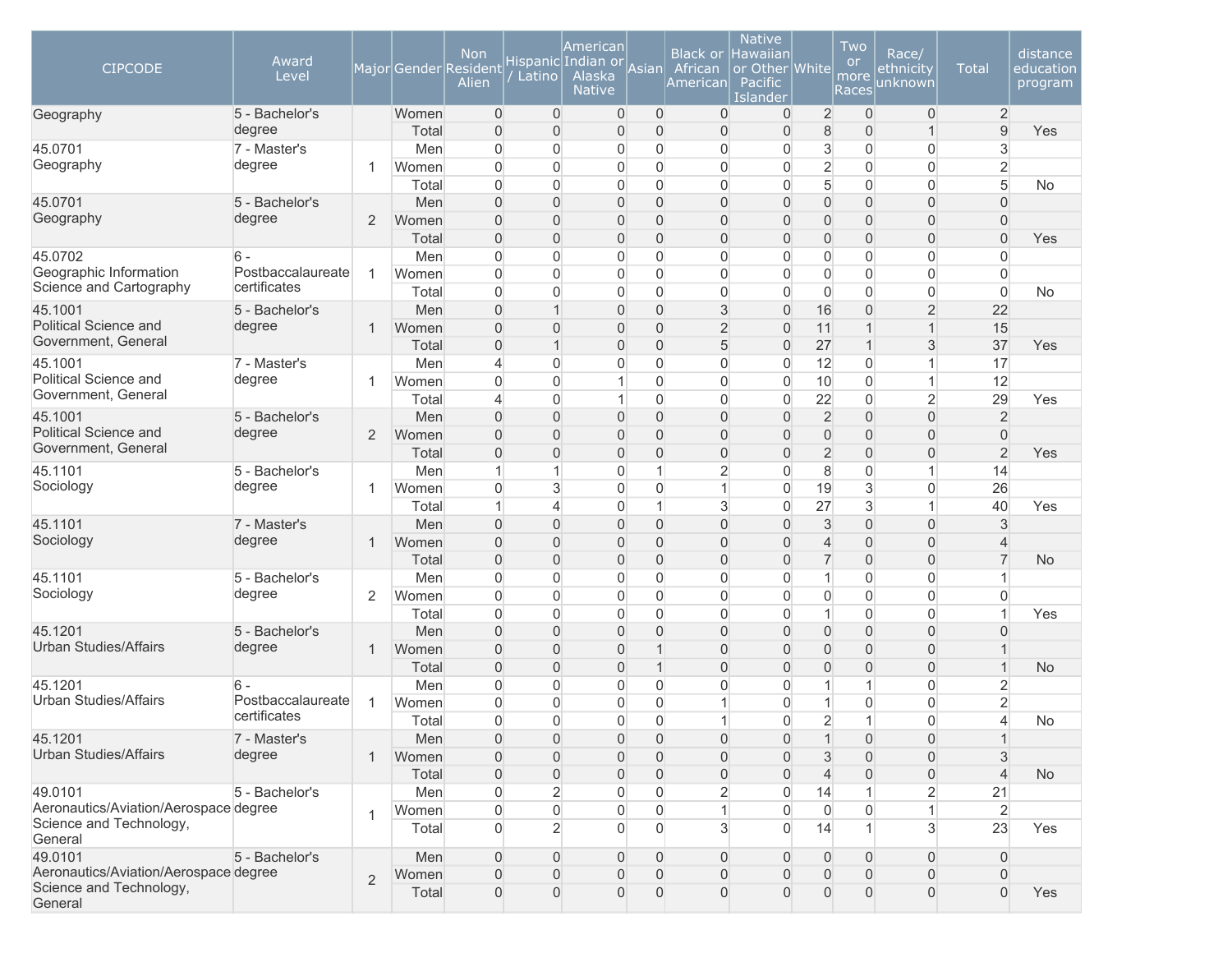| CIPCODE | Award Level | Major | Gender | Non Resident Alien | Hispanic / Latino | American Indian or Alaska Native | Asian | Black or African American | Native Hawaiian or Other Pacific Islander | White | Two or more Races | Race/ ethnicity unknown | Total | distance education program |
|---|---|---|---|---|---|---|---|---|---|---|---|---|---|---|
| Geography | 5 - Bachelor's degree | | Women | 0 | 0 | 0 | 0 | 0 | 0 | 2 | 0 | 0 | 2 | |
| | | | Total | 0 | 0 | 0 | 0 | 0 | 0 | 8 | 0 | 1 | 9 | Yes |
| 45.0701 Geography | 7 - Master's degree | 1 | Men | 0 | 0 | 0 | 0 | 0 | 0 | 3 | 0 | 0 | 3 | |
| | | | Women | 0 | 0 | 0 | 0 | 0 | 0 | 2 | 0 | 0 | 2 | |
| | | | Total | 0 | 0 | 0 | 0 | 0 | 0 | 5 | 0 | 0 | 5 | No |
| 45.0701 Geography | 5 - Bachelor's degree | 2 | Men | 0 | 0 | 0 | 0 | 0 | 0 | 0 | 0 | 0 | 0 | |
| | | | Women | 0 | 0 | 0 | 0 | 0 | 0 | 0 | 0 | 0 | 0 | |
| | | | Total | 0 | 0 | 0 | 0 | 0 | 0 | 0 | 0 | 0 | 0 | Yes |
| 45.0702 Geographic Information Science and Cartography | 6 - Postbaccalaureate certificates | 1 | Men | 0 | 0 | 0 | 0 | 0 | 0 | 0 | 0 | 0 | 0 | |
| | | | Women | 0 | 0 | 0 | 0 | 0 | 0 | 0 | 0 | 0 | 0 | |
| | | | Total | 0 | 0 | 0 | 0 | 0 | 0 | 0 | 0 | 0 | 0 | No |
| 45.1001 Political Science and Government, General | 5 - Bachelor's degree | 1 | Men | 0 | 1 | 0 | 0 | 3 | 0 | 16 | 0 | 2 | 22 | |
| | | | Women | 0 | 0 | 0 | 0 | 2 | 0 | 11 | 1 | 1 | 15 | |
| | | | Total | 0 | 1 | 0 | 0 | 5 | 0 | 27 | 1 | 3 | 37 | Yes |
| 45.1001 Political Science and Government, General | 7 - Master's degree | 1 | Men | 4 | 0 | 0 | 0 | 0 | 0 | 12 | 0 | 1 | 17 | |
| | | | Women | 0 | 0 | 1 | 0 | 0 | 0 | 10 | 0 | 1 | 12 | |
| | | | Total | 4 | 0 | 1 | 0 | 0 | 0 | 22 | 0 | 2 | 29 | Yes |
| 45.1001 Political Science and Government, General | 5 - Bachelor's degree | 2 | Men | 0 | 0 | 0 | 0 | 0 | 0 | 2 | 0 | 0 | 2 | |
| | | | Women | 0 | 0 | 0 | 0 | 0 | 0 | 0 | 0 | 0 | 0 | |
| | | | Total | 0 | 0 | 0 | 0 | 0 | 0 | 2 | 0 | 0 | 2 | Yes |
| 45.1101 Sociology | 5 - Bachelor's degree | 1 | Men | 1 | 1 | 0 | 1 | 2 | 0 | 8 | 0 | 1 | 14 | |
| | | | Women | 0 | 3 | 0 | 0 | 1 | 0 | 19 | 3 | 0 | 26 | |
| | | | Total | 1 | 4 | 0 | 1 | 3 | 0 | 27 | 3 | 1 | 40 | Yes |
| 45.1101 Sociology | 7 - Master's degree | 1 | Men | 0 | 0 | 0 | 0 | 0 | 0 | 3 | 0 | 0 | 3 | |
| | | | Women | 0 | 0 | 0 | 0 | 0 | 0 | 4 | 0 | 0 | 4 | |
| | | | Total | 0 | 0 | 0 | 0 | 0 | 0 | 7 | 0 | 0 | 7 | No |
| 45.1101 Sociology | 5 - Bachelor's degree | 2 | Men | 0 | 0 | 0 | 0 | 0 | 0 | 1 | 0 | 0 | 1 | |
| | | | Women | 0 | 0 | 0 | 0 | 0 | 0 | 0 | 0 | 0 | 0 | |
| | | | Total | 0 | 0 | 0 | 0 | 0 | 0 | 1 | 0 | 0 | 1 | Yes |
| 45.1201 Urban Studies/Affairs | 5 - Bachelor's degree | 1 | Men | 0 | 0 | 0 | 0 | 0 | 0 | 0 | 0 | 0 | 0 | |
| | | | Women | 0 | 0 | 0 | 1 | 0 | 0 | 0 | 0 | 0 | 1 | |
| | | | Total | 0 | 0 | 0 | 1 | 0 | 0 | 0 | 0 | 0 | 1 | No |
| 45.1201 Urban Studies/Affairs | 6 - Postbaccalaureate certificates | 1 | Men | 0 | 0 | 0 | 0 | 0 | 0 | 1 | 1 | 0 | 2 | |
| | | | Women | 0 | 0 | 0 | 0 | 1 | 0 | 1 | 0 | 0 | 2 | |
| | | | Total | 0 | 0 | 0 | 0 | 1 | 0 | 2 | 1 | 0 | 4 | No |
| 45.1201 Urban Studies/Affairs | 7 - Master's degree | 1 | Men | 0 | 0 | 0 | 0 | 0 | 0 | 1 | 0 | 0 | 1 | |
| | | | Women | 0 | 0 | 0 | 0 | 0 | 0 | 3 | 0 | 0 | 3 | |
| | | | Total | 0 | 0 | 0 | 0 | 0 | 0 | 4 | 0 | 0 | 4 | No |
| 49.0101 Aeronautics/Aviation/Aerospace Science and Technology, General | 5 - Bachelor's degree | 1 | Men | 0 | 2 | 0 | 0 | 2 | 0 | 14 | 1 | 2 | 21 | |
| | | | Women | 0 | 0 | 0 | 0 | 1 | 0 | 0 | 0 | 1 | 2 | |
| | | | Total | 0 | 2 | 0 | 0 | 3 | 0 | 14 | 1 | 3 | 23 | Yes |
| 49.0101 Aeronautics/Aviation/Aerospace Science and Technology, General | 5 - Bachelor's degree | 2 | Men | 0 | 0 | 0 | 0 | 0 | 0 | 0 | 0 | 0 | 0 | |
| | | | Women | 0 | 0 | 0 | 0 | 0 | 0 | 0 | 0 | 0 | 0 | |
| | | | Total | 0 | 0 | 0 | 0 | 0 | 0 | 0 | 0 | 0 | 0 | Yes |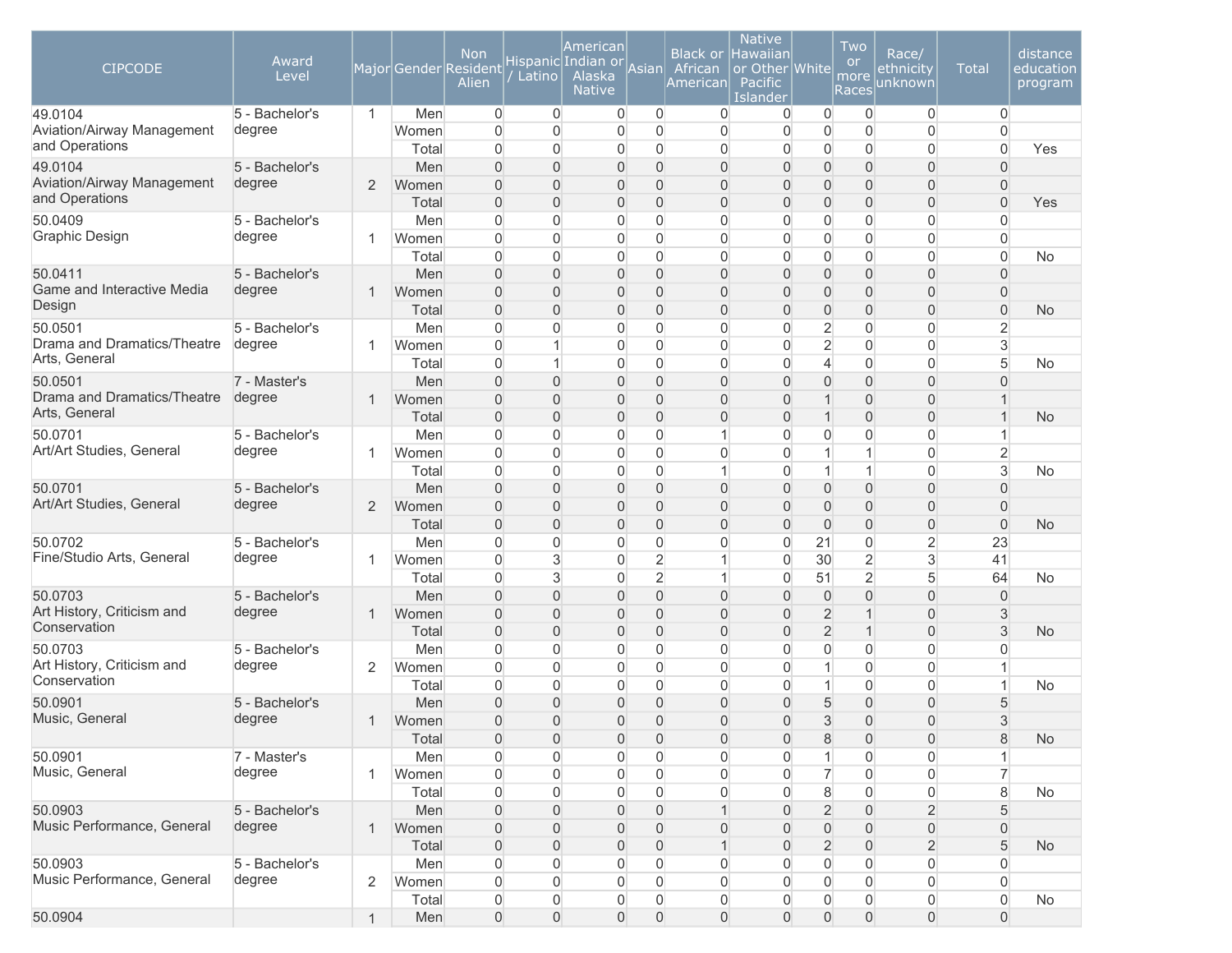| CIPCODE | Award Level | Major | Gender | Non Resident Alien | Hispanic / Latino | American Indian or Alaska Native | Asian | Black or African American | Native Hawaiian or Other Pacific Islander | White | Two or more Races | Race/ ethnicity unknown | Total | distance education program |
|---|---|---|---|---|---|---|---|---|---|---|---|---|---|---|
| 49.0104 Aviation/Airway Management and Operations | 5 - Bachelor's degree | 1 | Men | 0 | 0 | 0 | 0 | 0 | 0 | 0 | 0 | 0 | 0 | |
| | | | Women | 0 | 0 | 0 | 0 | 0 | 0 | 0 | 0 | 0 | 0 | |
| | | | Total | 0 | 0 | 0 | 0 | 0 | 0 | 0 | 0 | 0 | 0 | Yes |
| 49.0104 Aviation/Airway Management and Operations | 5 - Bachelor's degree | 2 | Men | 0 | 0 | 0 | 0 | 0 | 0 | 0 | 0 | 0 | 0 | |
| | | | Women | 0 | 0 | 0 | 0 | 0 | 0 | 0 | 0 | 0 | 0 | |
| | | | Total | 0 | 0 | 0 | 0 | 0 | 0 | 0 | 0 | 0 | 0 | Yes |
| 50.0409 Graphic Design | 5 - Bachelor's degree | 1 | Men | 0 | 0 | 0 | 0 | 0 | 0 | 0 | 0 | 0 | 0 | |
| | | | Women | 0 | 0 | 0 | 0 | 0 | 0 | 0 | 0 | 0 | 0 | |
| | | | Total | 0 | 0 | 0 | 0 | 0 | 0 | 0 | 0 | 0 | 0 | No |
| 50.0411 Game and Interactive Media Design | 5 - Bachelor's degree | 1 | Men | 0 | 0 | 0 | 0 | 0 | 0 | 0 | 0 | 0 | 0 | |
| | | | Women | 0 | 0 | 0 | 0 | 0 | 0 | 0 | 0 | 0 | 0 | |
| | | | Total | 0 | 0 | 0 | 0 | 0 | 0 | 0 | 0 | 0 | 0 | No |
| 50.0501 Drama and Dramatics/Theatre Arts, General | 5 - Bachelor's degree | 1 | Men | 0 | 0 | 0 | 0 | 0 | 0 | 2 | 0 | 0 | 2 | |
| | | | Women | 0 | 1 | 0 | 0 | 0 | 0 | 2 | 0 | 0 | 3 | |
| | | | Total | 0 | 1 | 0 | 0 | 0 | 0 | 4 | 0 | 0 | 5 | No |
| 50.0501 Drama and Dramatics/Theatre Arts, General | 7 - Master's degree | 1 | Men | 0 | 0 | 0 | 0 | 0 | 0 | 0 | 0 | 0 | 0 | |
| | | | Women | 0 | 0 | 0 | 0 | 0 | 0 | 1 | 0 | 0 | 1 | |
| | | | Total | 0 | 0 | 0 | 0 | 0 | 0 | 1 | 0 | 0 | 1 | No |
| 50.0701 Art/Art Studies, General | 5 - Bachelor's degree | 1 | Men | 0 | 0 | 0 | 0 | 1 | 0 | 0 | 0 | 0 | 1 | |
| | | | Women | 0 | 0 | 0 | 0 | 0 | 0 | 1 | 1 | 0 | 2 | |
| | | | Total | 0 | 0 | 0 | 0 | 1 | 0 | 1 | 1 | 0 | 3 | No |
| 50.0701 Art/Art Studies, General | 5 - Bachelor's degree | 2 | Men | 0 | 0 | 0 | 0 | 0 | 0 | 0 | 0 | 0 | 0 | |
| | | | Women | 0 | 0 | 0 | 0 | 0 | 0 | 0 | 0 | 0 | 0 | |
| | | | Total | 0 | 0 | 0 | 0 | 0 | 0 | 0 | 0 | 0 | 0 | No |
| 50.0702 Fine/Studio Arts, General | 5 - Bachelor's degree | 1 | Men | 0 | 0 | 0 | 0 | 0 | 0 | 21 | 0 | 2 | 23 | |
| | | | Women | 0 | 3 | 0 | 2 | 1 | 0 | 30 | 2 | 3 | 41 | |
| | | | Total | 0 | 3 | 0 | 2 | 1 | 0 | 51 | 2 | 5 | 64 | No |
| 50.0703 Art History, Criticism and Conservation | 5 - Bachelor's degree | 1 | Men | 0 | 0 | 0 | 0 | 0 | 0 | 0 | 0 | 0 | 0 | |
| | | | Women | 0 | 0 | 0 | 0 | 0 | 0 | 2 | 1 | 0 | 3 | |
| | | | Total | 0 | 0 | 0 | 0 | 0 | 0 | 2 | 1 | 0 | 3 | No |
| 50.0703 Art History, Criticism and Conservation | 5 - Bachelor's degree | 2 | Men | 0 | 0 | 0 | 0 | 0 | 0 | 0 | 0 | 0 | 0 | |
| | | | Women | 0 | 0 | 0 | 0 | 0 | 0 | 1 | 0 | 0 | 1 | |
| | | | Total | 0 | 0 | 0 | 0 | 0 | 0 | 1 | 0 | 0 | 1 | No |
| 50.0901 Music, General | 5 - Bachelor's degree | 1 | Men | 0 | 0 | 0 | 0 | 0 | 0 | 5 | 0 | 0 | 5 | |
| | | | Women | 0 | 0 | 0 | 0 | 0 | 0 | 3 | 0 | 0 | 3 | |
| | | | Total | 0 | 0 | 0 | 0 | 0 | 0 | 8 | 0 | 0 | 8 | No |
| 50.0901 Music, General | 7 - Master's degree | 1 | Men | 0 | 0 | 0 | 0 | 0 | 0 | 1 | 0 | 0 | 1 | |
| | | | Women | 0 | 0 | 0 | 0 | 0 | 0 | 7 | 0 | 0 | 7 | |
| | | | Total | 0 | 0 | 0 | 0 | 0 | 0 | 8 | 0 | 0 | 8 | No |
| 50.0903 Music Performance, General | 5 - Bachelor's degree | 1 | Men | 0 | 0 | 0 | 0 | 1 | 0 | 2 | 0 | 2 | 5 | |
| | | | Women | 0 | 0 | 0 | 0 | 0 | 0 | 0 | 0 | 0 | 0 | |
| | | | Total | 0 | 0 | 0 | 0 | 1 | 0 | 2 | 0 | 2 | 5 | No |
| 50.0903 Music Performance, General | 5 - Bachelor's degree | 2 | Men | 0 | 0 | 0 | 0 | 0 | 0 | 0 | 0 | 0 | 0 | |
| | | | Women | 0 | 0 | 0 | 0 | 0 | 0 | 0 | 0 | 0 | 0 | |
| | | | Total | 0 | 0 | 0 | 0 | 0 | 0 | 0 | 0 | 0 | 0 | No |
| 50.0904 | | 1 | Men | 0 | 0 | 0 | 0 | 0 | 0 | 0 | 0 | 0 | 0 | |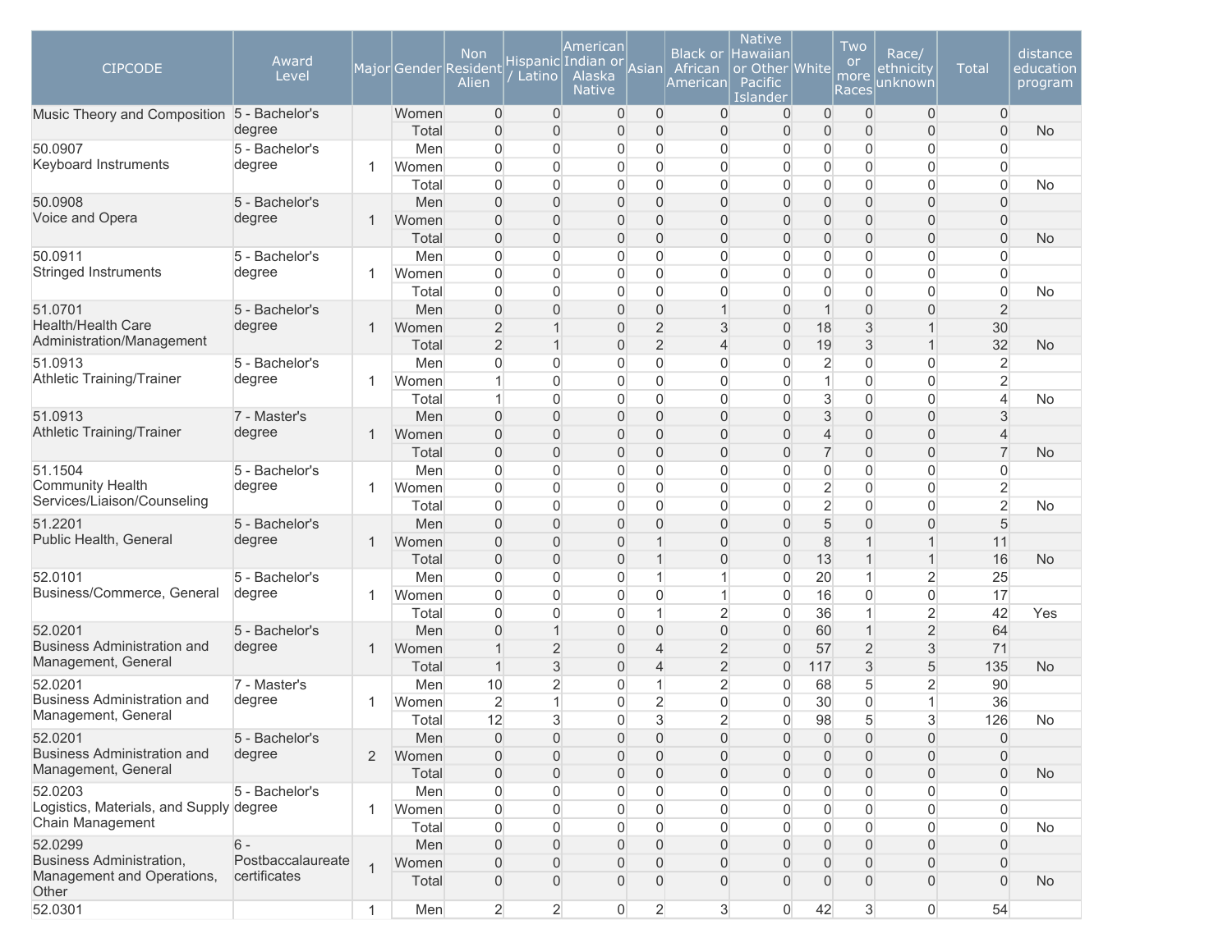| CIPCODE | Award Level | Major | Gender | Non Resident Alien | Hispanic / Latino | American Indian or Alaska Native | Asian | Black or African American | Native Hawaiian or Other Pacific Islander | White | Two or more Races | Race/ ethnicity unknown | Total | distance education program |
|---|---|---|---|---|---|---|---|---|---|---|---|---|---|---|
| Music Theory and Composition | 5 - Bachelor's degree | | Women | 0 | 0 | 0 | 0 | 0 | 0 | 0 | 0 | 0 | 0 | |
| | | | Total | 0 | 0 | 0 | 0 | 0 | 0 | 0 | 0 | 0 | 0 | No |
| 50.0907 Keyboard Instruments | 5 - Bachelor's degree | 1 | Men | 0 | 0 | 0 | 0 | 0 | 0 | 0 | 0 | 0 | 0 | |
| | | | Women | 0 | 0 | 0 | 0 | 0 | 0 | 0 | 0 | 0 | 0 | |
| | | | Total | 0 | 0 | 0 | 0 | 0 | 0 | 0 | 0 | 0 | 0 | No |
| 50.0908 Voice and Opera | 5 - Bachelor's degree | 1 | Men | 0 | 0 | 0 | 0 | 0 | 0 | 0 | 0 | 0 | 0 | |
| | | | Women | 0 | 0 | 0 | 0 | 0 | 0 | 0 | 0 | 0 | 0 | |
| | | | Total | 0 | 0 | 0 | 0 | 0 | 0 | 0 | 0 | 0 | 0 | No |
| 50.0911 Stringed Instruments | 5 - Bachelor's degree | 1 | Men | 0 | 0 | 0 | 0 | 0 | 0 | 0 | 0 | 0 | 0 | |
| | | | Women | 0 | 0 | 0 | 0 | 0 | 0 | 0 | 0 | 0 | 0 | |
| | | | Total | 0 | 0 | 0 | 0 | 0 | 0 | 0 | 0 | 0 | 0 | No |
| 51.0701 Health/Health Care Administration/Management | 5 - Bachelor's degree | 1 | Men | 0 | 0 | 0 | 0 | 1 | 0 | 1 | 0 | 0 | 2 | |
| | | | Women | 2 | 1 | 0 | 2 | 3 | 0 | 18 | 3 | 1 | 30 | |
| | | | Total | 2 | 1 | 0 | 2 | 4 | 0 | 19 | 3 | 1 | 32 | No |
| 51.0913 Athletic Training/Trainer | 5 - Bachelor's degree | 1 | Men | 0 | 0 | 0 | 0 | 0 | 0 | 2 | 0 | 0 | 2 | |
| | | | Women | 1 | 0 | 0 | 0 | 0 | 0 | 1 | 0 | 0 | 2 | |
| | | | Total | 1 | 0 | 0 | 0 | 0 | 0 | 3 | 0 | 0 | 4 | No |
| 51.0913 Athletic Training/Trainer | 7 - Master's degree | 1 | Men | 0 | 0 | 0 | 0 | 0 | 0 | 3 | 0 | 0 | 3 | |
| | | | Women | 0 | 0 | 0 | 0 | 0 | 0 | 4 | 0 | 0 | 4 | |
| | | | Total | 0 | 0 | 0 | 0 | 0 | 0 | 7 | 0 | 0 | 7 | No |
| 51.1504 Community Health Services/Liaison/Counseling | 5 - Bachelor's degree | 1 | Men | 0 | 0 | 0 | 0 | 0 | 0 | 0 | 0 | 0 | 0 | |
| | | | Women | 0 | 0 | 0 | 0 | 0 | 0 | 2 | 0 | 0 | 2 | |
| | | | Total | 0 | 0 | 0 | 0 | 0 | 0 | 2 | 0 | 0 | 2 | No |
| 51.2201 Public Health, General | 5 - Bachelor's degree | 1 | Men | 0 | 0 | 0 | 0 | 0 | 0 | 5 | 0 | 0 | 5 | |
| | | | Women | 0 | 0 | 0 | 1 | 0 | 0 | 8 | 1 | 1 | 11 | |
| | | | Total | 0 | 0 | 0 | 1 | 0 | 0 | 13 | 1 | 1 | 16 | No |
| 52.0101 Business/Commerce, General | 5 - Bachelor's degree | 1 | Men | 0 | 0 | 0 | 1 | 1 | 0 | 20 | 1 | 2 | 25 | |
| | | | Women | 0 | 0 | 0 | 0 | 1 | 0 | 16 | 0 | 0 | 17 | |
| | | | Total | 0 | 0 | 0 | 1 | 2 | 0 | 36 | 1 | 2 | 42 | Yes |
| 52.0201 Business Administration and Management, General | 5 - Bachelor's degree | 1 | Men | 0 | 1 | 0 | 0 | 0 | 0 | 60 | 1 | 2 | 64 | |
| | | | Women | 1 | 2 | 0 | 4 | 2 | 0 | 57 | 2 | 3 | 71 | |
| | | | Total | 1 | 3 | 0 | 4 | 2 | 0 | 117 | 3 | 5 | 135 | No |
| 52.0201 Business Administration and Management, General | 7 - Master's degree | 1 | Men | 10 | 2 | 0 | 1 | 2 | 0 | 68 | 5 | 2 | 90 | |
| | | | Women | 2 | 1 | 0 | 2 | 0 | 0 | 30 | 0 | 1 | 36 | |
| | | | Total | 12 | 3 | 0 | 3 | 2 | 0 | 98 | 5 | 3 | 126 | No |
| 52.0201 Business Administration and Management, General | 5 - Bachelor's degree | 2 | Men | 0 | 0 | 0 | 0 | 0 | 0 | 0 | 0 | 0 | 0 | |
| | | | Women | 0 | 0 | 0 | 0 | 0 | 0 | 0 | 0 | 0 | 0 | |
| | | | Total | 0 | 0 | 0 | 0 | 0 | 0 | 0 | 0 | 0 | 0 | No |
| 52.0203 Logistics, Materials, and Supply Chain Management | 5 - Bachelor's degree | 1 | Men | 0 | 0 | 0 | 0 | 0 | 0 | 0 | 0 | 0 | 0 | |
| | | | Women | 0 | 0 | 0 | 0 | 0 | 0 | 0 | 0 | 0 | 0 | |
| | | | Total | 0 | 0 | 0 | 0 | 0 | 0 | 0 | 0 | 0 | 0 | No |
| 52.0299 Business Administration, Management and Operations, Other | 6 - Postbaccalaureate certificates | 1 | Men | 0 | 0 | 0 | 0 | 0 | 0 | 0 | 0 | 0 | 0 | |
| | | | Women | 0 | 0 | 0 | 0 | 0 | 0 | 0 | 0 | 0 | 0 | |
| | | | Total | 0 | 0 | 0 | 0 | 0 | 0 | 0 | 0 | 0 | 0 | No |
| 52.0301 | | 1 | Men | 2 | 2 | 0 | 2 | 3 | 0 | 42 | 3 | 0 | 54 | |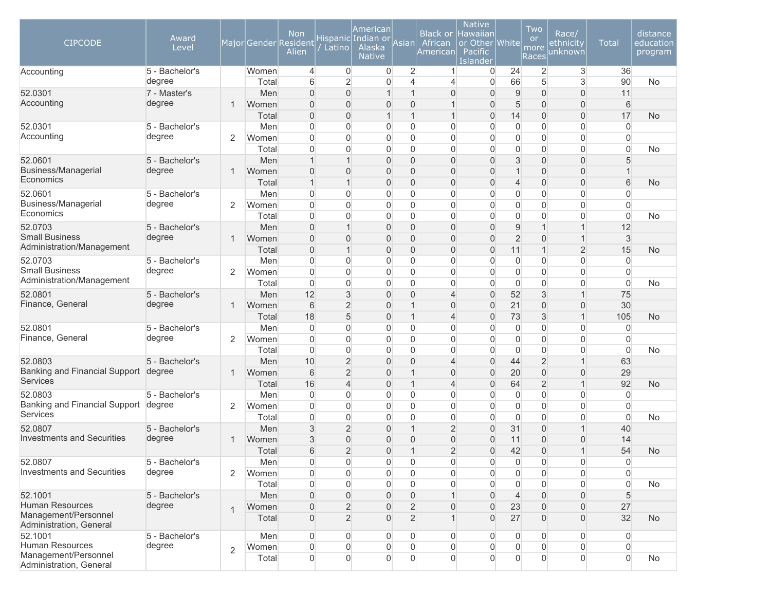| CIPCODE | Award Level | Major | Gender | Non Resident Alien | Hispanic / Latino | American Indian or Alaska Native | Asian | Black or African American | Native Hawaiian or Other Pacific Islander | White | Two or more Races | Race/ ethnicity unknown | Total | distance education program |
|---|---|---|---|---|---|---|---|---|---|---|---|---|---|---|
| Accounting | 5 - Bachelor's degree | | Women | 4 | 0 | 0 | 2 | 1 | 0 | 24 | 2 | 3 | 36 | |
| | | | Total | 6 | 2 | 0 | 4 | 4 | 0 | 66 | 5 | 3 | 90 | No |
| 52.0301 Accounting | 7 - Master's degree | 1 | Men | 0 | 0 | 1 | 1 | 0 | 0 | 9 | 0 | 0 | 11 | |
| | | | Women | 0 | 0 | 0 | 0 | 1 | 0 | 5 | 0 | 0 | 6 | |
| | | | Total | 0 | 0 | 1 | 1 | 1 | 0 | 14 | 0 | 0 | 17 | No |
| 52.0301 Accounting | 5 - Bachelor's degree | 2 | Men | 0 | 0 | 0 | 0 | 0 | 0 | 0 | 0 | 0 | 0 | |
| | | | Women | 0 | 0 | 0 | 0 | 0 | 0 | 0 | 0 | 0 | 0 | |
| | | | Total | 0 | 0 | 0 | 0 | 0 | 0 | 0 | 0 | 0 | 0 | No |
| 52.0601 Business/Managerial Economics | 5 - Bachelor's degree | 1 | Men | 1 | 1 | 0 | 0 | 0 | 0 | 3 | 0 | 0 | 5 | |
| | | | Women | 0 | 0 | 0 | 0 | 0 | 0 | 1 | 0 | 0 | 1 | |
| | | | Total | 1 | 1 | 0 | 0 | 0 | 0 | 4 | 0 | 0 | 6 | No |
| 52.0601 Business/Managerial Economics | 5 - Bachelor's degree | 2 | Men | 0 | 0 | 0 | 0 | 0 | 0 | 0 | 0 | 0 | 0 | |
| | | | Women | 0 | 0 | 0 | 0 | 0 | 0 | 0 | 0 | 0 | 0 | |
| | | | Total | 0 | 0 | 0 | 0 | 0 | 0 | 0 | 0 | 0 | 0 | No |
| 52.0703 Small Business Administration/Management | 5 - Bachelor's degree | 1 | Men | 0 | 1 | 0 | 0 | 0 | 0 | 9 | 1 | 1 | 12 | |
| | | | Women | 0 | 0 | 0 | 0 | 0 | 0 | 2 | 0 | 1 | 3 | |
| | | | Total | 0 | 1 | 0 | 0 | 0 | 0 | 11 | 1 | 2 | 15 | No |
| 52.0703 Small Business Administration/Management | 5 - Bachelor's degree | 2 | Men | 0 | 0 | 0 | 0 | 0 | 0 | 0 | 0 | 0 | 0 | |
| | | | Women | 0 | 0 | 0 | 0 | 0 | 0 | 0 | 0 | 0 | 0 | |
| | | | Total | 0 | 0 | 0 | 0 | 0 | 0 | 0 | 0 | 0 | 0 | No |
| 52.0801 Finance, General | 5 - Bachelor's degree | 1 | Men | 12 | 3 | 0 | 0 | 4 | 0 | 52 | 3 | 1 | 75 | |
| | | | Women | 6 | 2 | 0 | 1 | 0 | 0 | 21 | 0 | 0 | 30 | |
| | | | Total | 18 | 5 | 0 | 1 | 4 | 0 | 73 | 3 | 1 | 105 | No |
| 52.0801 Finance, General | 5 - Bachelor's degree | 2 | Men | 0 | 0 | 0 | 0 | 0 | 0 | 0 | 0 | 0 | 0 | |
| | | | Women | 0 | 0 | 0 | 0 | 0 | 0 | 0 | 0 | 0 | 0 | |
| | | | Total | 0 | 0 | 0 | 0 | 0 | 0 | 0 | 0 | 0 | 0 | No |
| 52.0803 Banking and Financial Support Services | 5 - Bachelor's degree | 1 | Men | 10 | 2 | 0 | 0 | 4 | 0 | 44 | 2 | 1 | 63 | |
| | | | Women | 6 | 2 | 0 | 1 | 0 | 0 | 20 | 0 | 0 | 29 | |
| | | | Total | 16 | 4 | 0 | 1 | 4 | 0 | 64 | 2 | 1 | 92 | No |
| 52.0803 Banking and Financial Support Services | 5 - Bachelor's degree | 2 | Men | 0 | 0 | 0 | 0 | 0 | 0 | 0 | 0 | 0 | 0 | |
| | | | Women | 0 | 0 | 0 | 0 | 0 | 0 | 0 | 0 | 0 | 0 | |
| | | | Total | 0 | 0 | 0 | 0 | 0 | 0 | 0 | 0 | 0 | 0 | No |
| 52.0807 Investments and Securities | 5 - Bachelor's degree | 1 | Men | 3 | 2 | 0 | 1 | 2 | 0 | 31 | 0 | 1 | 40 | |
| | | | Women | 3 | 0 | 0 | 0 | 0 | 0 | 11 | 0 | 0 | 14 | |
| | | | Total | 6 | 2 | 0 | 1 | 2 | 0 | 42 | 0 | 1 | 54 | No |
| 52.0807 Investments and Securities | 5 - Bachelor's degree | 2 | Men | 0 | 0 | 0 | 0 | 0 | 0 | 0 | 0 | 0 | 0 | |
| | | | Women | 0 | 0 | 0 | 0 | 0 | 0 | 0 | 0 | 0 | 0 | |
| | | | Total | 0 | 0 | 0 | 0 | 0 | 0 | 0 | 0 | 0 | 0 | No |
| 52.1001 Human Resources Management/Personnel Administration, General | 5 - Bachelor's degree | 1 | Men | 0 | 0 | 0 | 0 | 1 | 0 | 4 | 0 | 0 | 5 | |
| | | | Women | 0 | 2 | 0 | 2 | 0 | 0 | 23 | 0 | 0 | 27 | |
| | | | Total | 0 | 2 | 0 | 2 | 1 | 0 | 27 | 0 | 0 | 32 | No |
| 52.1001 Human Resources Management/Personnel Administration, General | 5 - Bachelor's degree | 2 | Men | 0 | 0 | 0 | 0 | 0 | 0 | 0 | 0 | 0 | 0 | |
| | | | Women | 0 | 0 | 0 | 0 | 0 | 0 | 0 | 0 | 0 | 0 | |
| | | | Total | 0 | 0 | 0 | 0 | 0 | 0 | 0 | 0 | 0 | 0 | No |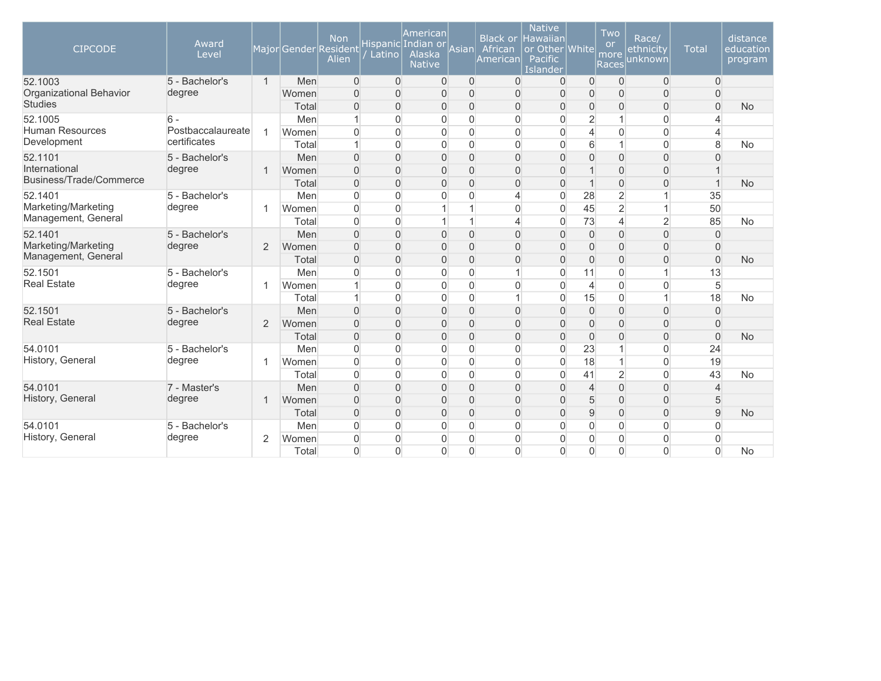| CIPCODE | Award Level | Major | Gender | Non Resident Alien | Hispanic / Latino | American Indian or Alaska Native | Asian | Black or African American | Native Hawaiian or Other Pacific Islander | White | Two or more Races | Race/ ethnicity unknown | Total | distance education program |
|---|---|---|---|---|---|---|---|---|---|---|---|---|---|---|
| 52.1003 Organizational Behavior Studies | 5 - Bachelor's degree | 1 | Men | 0 | 0 | 0 | 0 | 0 | 0 | 0 | 0 | 0 | 0 | |
| | | | Women | 0 | 0 | 0 | 0 | 0 | 0 | 0 | 0 | 0 | 0 | |
| | | | Total | 0 | 0 | 0 | 0 | 0 | 0 | 0 | 0 | 0 | 0 | No |
| 52.1005 Human Resources Development | 6 - Postbaccalaureate certificates | 1 | Men | 1 | 0 | 0 | 0 | 0 | 0 | 2 | 1 | 0 | 4 | |
| | | | Women | 0 | 0 | 0 | 0 | 0 | 0 | 4 | 0 | 0 | 4 | |
| | | | Total | 1 | 0 | 0 | 0 | 0 | 0 | 6 | 1 | 0 | 8 | No |
| 52.1101 International Business/Trade/Commerce | 5 - Bachelor's degree | 1 | Men | 0 | 0 | 0 | 0 | 0 | 0 | 0 | 0 | 0 | 0 | |
| | | | Women | 0 | 0 | 0 | 0 | 0 | 0 | 1 | 0 | 0 | 1 | |
| | | | Total | 0 | 0 | 0 | 0 | 0 | 0 | 1 | 0 | 0 | 1 | No |
| 52.1401 Marketing/Marketing Management, General | 5 - Bachelor's degree | 1 | Men | 0 | 0 | 0 | 0 | 4 | 0 | 28 | 2 | 1 | 35 | |
| | | | Women | 0 | 0 | 1 | 1 | 0 | 0 | 45 | 2 | 1 | 50 | |
| | | | Total | 0 | 0 | 1 | 1 | 4 | 0 | 73 | 4 | 2 | 85 | No |
| 52.1401 Marketing/Marketing Management, General | 5 - Bachelor's degree | 2 | Men | 0 | 0 | 0 | 0 | 0 | 0 | 0 | 0 | 0 | 0 | |
| | | | Women | 0 | 0 | 0 | 0 | 0 | 0 | 0 | 0 | 0 | 0 | |
| | | | Total | 0 | 0 | 0 | 0 | 0 | 0 | 0 | 0 | 0 | 0 | No |
| 52.1501 Real Estate | 5 - Bachelor's degree | 1 | Men | 0 | 0 | 0 | 0 | 1 | 0 | 11 | 0 | 1 | 13 | |
| | | | Women | 1 | 0 | 0 | 0 | 0 | 0 | 4 | 0 | 0 | 5 | |
| | | | Total | 1 | 0 | 0 | 0 | 1 | 0 | 15 | 0 | 1 | 18 | No |
| 52.1501 Real Estate | 5 - Bachelor's degree | 2 | Men | 0 | 0 | 0 | 0 | 0 | 0 | 0 | 0 | 0 | 0 | |
| | | | Women | 0 | 0 | 0 | 0 | 0 | 0 | 0 | 0 | 0 | 0 | |
| | | | Total | 0 | 0 | 0 | 0 | 0 | 0 | 0 | 0 | 0 | 0 | No |
| 54.0101 History, General | 5 - Bachelor's degree | 1 | Men | 0 | 0 | 0 | 0 | 0 | 0 | 23 | 1 | 0 | 24 | |
| | | | Women | 0 | 0 | 0 | 0 | 0 | 0 | 18 | 1 | 0 | 19 | |
| | | | Total | 0 | 0 | 0 | 0 | 0 | 0 | 41 | 2 | 0 | 43 | No |
| 54.0101 History, General | 7 - Master's degree | 1 | Men | 0 | 0 | 0 | 0 | 0 | 0 | 4 | 0 | 0 | 4 | |
| | | | Women | 0 | 0 | 0 | 0 | 0 | 0 | 5 | 0 | 0 | 5 | |
| | | | Total | 0 | 0 | 0 | 0 | 0 | 0 | 9 | 0 | 0 | 9 | No |
| 54.0101 History, General | 5 - Bachelor's degree | 2 | Men | 0 | 0 | 0 | 0 | 0 | 0 | 0 | 0 | 0 | 0 | |
| | | | Women | 0 | 0 | 0 | 0 | 0 | 0 | 0 | 0 | 0 | 0 | |
| | | | Total | 0 | 0 | 0 | 0 | 0 | 0 | 0 | 0 | 0 | 0 | No |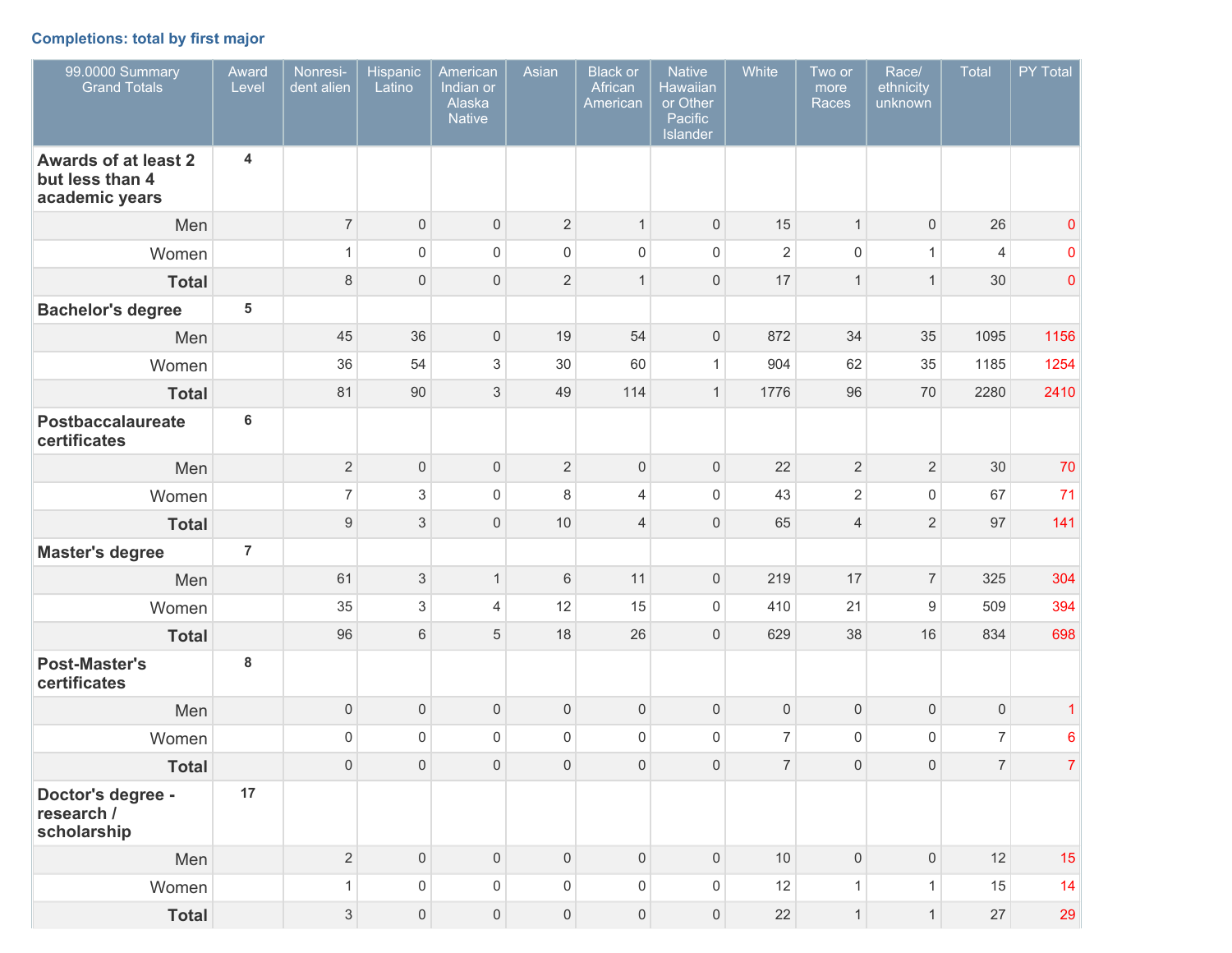### Completions: total by first major

| 99.0000 Summary Grand Totals | Award Level | Nonresident alien | Hispanic Latino | American Indian or Alaska Native | Asian | Black or African American | Native Hawaiian or Other Pacific Islander | White | Two or more Races | Race/ ethnicity unknown | Total | PY Total |
|---|---|---|---|---|---|---|---|---|---|---|---|---|
| **Awards of at least 2 but less than 4 academic years** | **4** | | | | | | | | | | | |
| Men | | 7 | 0 | 0 | 2 | 1 | 0 | 15 | 1 | 0 | 26 | 0 |
| Women | | 1 | 0 | 0 | 0 | 0 | 0 | 2 | 0 | 1 | 4 | 0 |
| **Total** | | 8 | 0 | 0 | 2 | 1 | 0 | 17 | 1 | 1 | 30 | 0 |
| **Bachelor's degree** | **5** | | | | | | | | | | | |
| Men | | 45 | 36 | 0 | 19 | 54 | 0 | 872 | 34 | 35 | 1095 | 1156 |
| Women | | 36 | 54 | 3 | 30 | 60 | 1 | 904 | 62 | 35 | 1185 | 1254 |
| **Total** | | 81 | 90 | 3 | 49 | 114 | 1 | 1776 | 96 | 70 | 2280 | 2410 |
| **Postbaccalaureate certificates** | **6** | | | | | | | | | | | |
| Men | | 2 | 0 | 0 | 2 | 0 | 0 | 22 | 2 | 2 | 30 | 70 |
| Women | | 7 | 3 | 0 | 8 | 4 | 0 | 43 | 2 | 0 | 67 | 71 |
| **Total** | | 9 | 3 | 0 | 10 | 4 | 0 | 65 | 4 | 2 | 97 | 141 |
| **Master's degree** | **7** | | | | | | | | | | | |
| Men | | 61 | 3 | 1 | 6 | 11 | 0 | 219 | 17 | 7 | 325 | 304 |
| Women | | 35 | 3 | 4 | 12 | 15 | 0 | 410 | 21 | 9 | 509 | 394 |
| **Total** | | 96 | 6 | 5 | 18 | 26 | 0 | 629 | 38 | 16 | 834 | 698 |
| **Post-Master's certificates** | **8** | | | | | | | | | | | |
| Men | | 0 | 0 | 0 | 0 | 0 | 0 | 0 | 0 | 0 | 0 | 1 |
| Women | | 0 | 0 | 0 | 0 | 0 | 0 | 7 | 0 | 0 | 7 | 6 |
| **Total** | | 0 | 0 | 0 | 0 | 0 | 0 | 7 | 0 | 0 | 7 | 7 |
| **Doctor's degree - research / scholarship** | **17** | | | | | | | | | | | |
| Men | | 2 | 0 | 0 | 0 | 0 | 0 | 10 | 0 | 0 | 12 | 15 |
| Women | | 1 | 0 | 0 | 0 | 0 | 0 | 12 | 1 | 1 | 15 | 14 |
| **Total** | | 3 | 0 | 0 | 0 | 0 | 0 | 22 | 1 | 1 | 27 | 29 |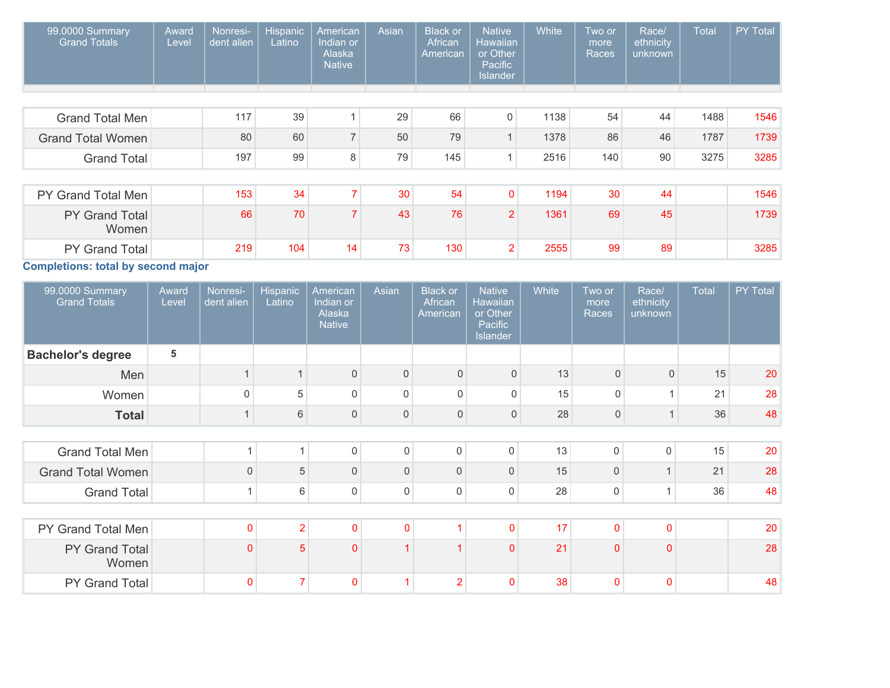| 99.0000 Summary Grand Totals | Award Level | Nonresi-dent alien | Hispanic Latino | American Indian or Alaska Native | Asian | Black or African American | Native Hawaiian or Other Pacific Islander | White | Two or more Races | Race/ ethnicity unknown | Total | PY Total |
|---|---|---|---|---|---|---|---|---|---|---|---|---|
| Grand Total Men | | 117 | 39 | 1 | 29 | 66 | 0 | 1138 | 54 | 44 | 1488 | 1546 |
| Grand Total Women | | 80 | 60 | 7 | 50 | 79 | 1 | 1378 | 86 | 46 | 1787 | 1739 |
| Grand Total | | 197 | 99 | 8 | 79 | 145 | 1 | 2516 | 140 | 90 | 3275 | 3285 |
| PY Grand Total Men | | 153 | 34 | 7 | 30 | 54 | 0 | 1194 | 30 | 44 | | 1546 |
| PY Grand Total Women | | 66 | 70 | 7 | 43 | 76 | 2 | 1361 | 69 | 45 | | 1739 |
| PY Grand Total | | 219 | 104 | 14 | 73 | 130 | 2 | 2555 | 99 | 89 | | 3285 |

**Completions: total by second major**

| 99.0000 Summary Grand Totals | Award Level | Nonresi-dent alien | Hispanic Latino | American Indian or Alaska Native | Asian | Black or African American | Native Hawaiian or Other Pacific Islander | White | Two or more Races | Race/ ethnicity unknown | Total | PY Total |
|---|---|---|---|---|---|---|---|---|---|---|---|---|
| **Bachelor's degree** | 5 | | | | | | | | | | | |
| Men | | 1 | 1 | 0 | 0 | 0 | 0 | 13 | 0 | 0 | 15 | 20 |
| Women | | 0 | 5 | 0 | 0 | 0 | 0 | 15 | 0 | 1 | 21 | 28 |
| **Total** | | 1 | 6 | 0 | 0 | 0 | 0 | 28 | 0 | 1 | 36 | 48 |
| Grand Total Men | | 1 | 1 | 0 | 0 | 0 | 0 | 13 | 0 | 0 | 15 | 20 |
| Grand Total Women | | 0 | 5 | 0 | 0 | 0 | 0 | 15 | 0 | 1 | 21 | 28 |
| Grand Total | | 1 | 6 | 0 | 0 | 0 | 0 | 28 | 0 | 1 | 36 | 48 |
| PY Grand Total Men | | 0 | 2 | 0 | 0 | 1 | 0 | 17 | 0 | 0 | | 20 |
| PY Grand Total Women | | 0 | 5 | 0 | 1 | 1 | 0 | 21 | 0 | 0 | | 28 |
| PY Grand Total | | 0 | 7 | 0 | 1 | 2 | 0 | 38 | 0 | 0 | | 48 |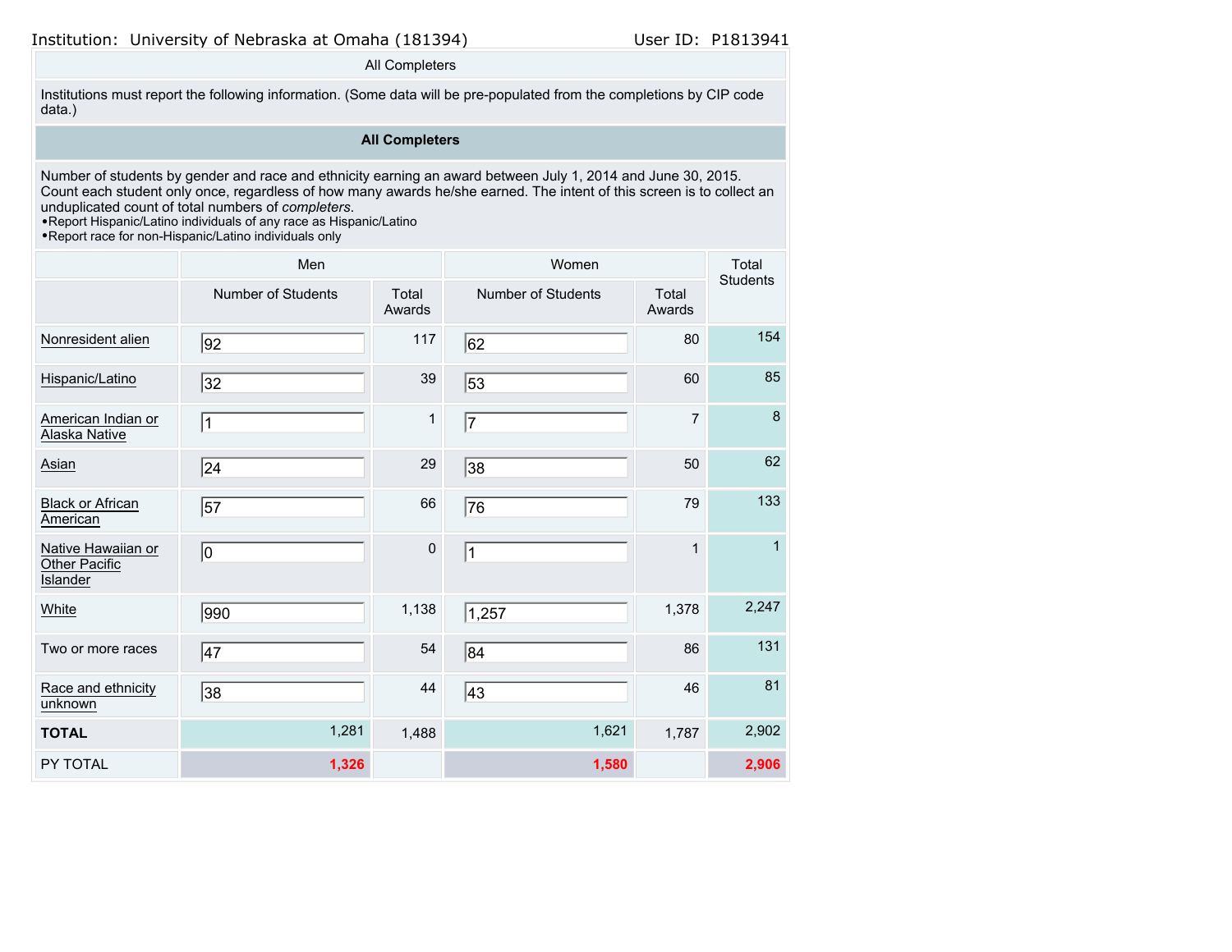Institution: University of Nebraska at Omaha (181394) User ID: P1813941

All Completers

Institutions must report the following information. (Some data will be pre-populated from the completions by CIP code data.)

**All Completers**

Number of students by gender and race and ethnicity earning an award between July 1, 2014 and June 30, 2015. Count each student only once, regardless of how many awards he/she earned. The intent of this screen is to collect an unduplicated count of total numbers of *completers*.

- Report Hispanic/Latino individuals of any race as Hispanic/Latino
- Report race for non-Hispanic/Latino individuals only

| | Men | | Women | | Total Students |
|---|---|---|---|---|---|
| | Number of Students | Total Awards | Number of Students | Total Awards | |
| Nonresident alien | 92 | 117 | 62 | 80 | 154 |
| Hispanic/Latino | 32 | 39 | 53 | 60 | 85 |
| American Indian or Alaska Native | 1 | 1 | 7 | 7 | 8 |
| Asian | 24 | 29 | 38 | 50 | 62 |
| Black or African American | 57 | 66 | 76 | 79 | 133 |
| Native Hawaiian or Other Pacific Islander | 0 | 0 | 1 | 1 | 1 |
| White | 990 | 1,138 | 1,257 | 1,378 | 2,247 |
| Two or more races | 47 | 54 | 84 | 86 | 131 |
| Race and ethnicity unknown | 38 | 44 | 43 | 46 | 81 |
| **TOTAL** | 1,281 | 1,488 | 1,621 | 1,787 | 2,902 |
| PY TOTAL | 1,326 | | 1,580 | | 2,906 |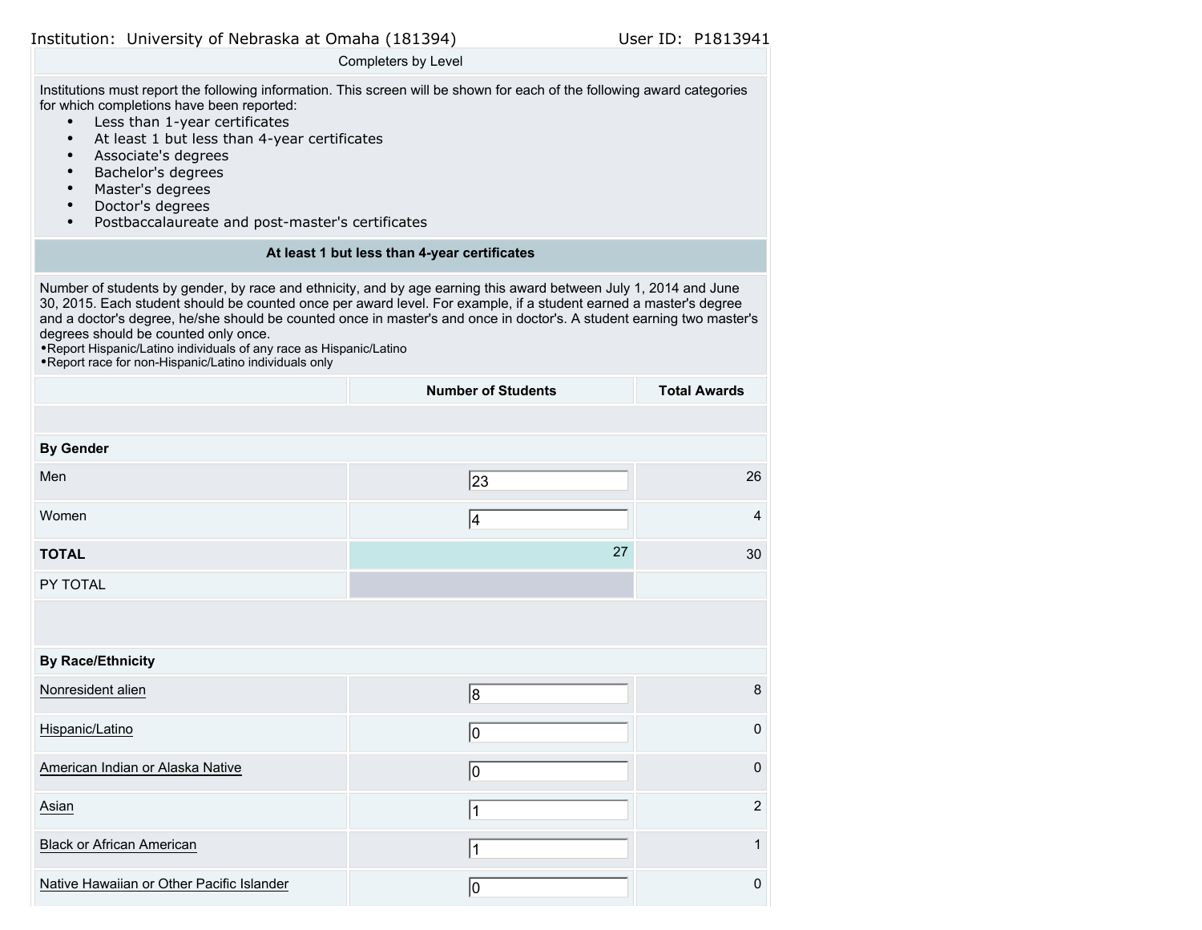Institution: University of Nebraska at Omaha (181394) User ID: P1813941

## Completers by Level

Institutions must report the following information. This screen will be shown for each of the following award categories for which completions have been reported:

- Less than 1-year certificates
- At least 1 but less than 4-year certificates
- Associate's degrees
- Bachelor's degrees
- Master's degrees
- Doctor's degrees
- Postbaccalaureate and post-master's certificates

### At least 1 but less than 4-year certificates

Number of students by gender, by race and ethnicity, and by age earning this award between July 1, 2014 and June 30, 2015. Each student should be counted once per award level. For example, if a student earned a master's degree and a doctor's degree, he/she should be counted once in master's and once in doctor's. A student earning two master's degrees should be counted only once.
•Report Hispanic/Latino individuals of any race as Hispanic/Latino
•Report race for non-Hispanic/Latino individuals only

| | Number of Students | Total Awards |
|---|---|---|
| **By Gender** | | |
| Men | 23 | 26 |
| Women | 4 | 4 |
| **TOTAL** | 27 | 30 |
| PY TOTAL | | |
| **By Race/Ethnicity** | | |
| Nonresident alien | 8 | 8 |
| Hispanic/Latino | 0 | 0 |
| American Indian or Alaska Native | 0 | 0 |
| Asian | 1 | 2 |
| Black or African American | 1 | 1 |
| Native Hawaiian or Other Pacific Islander | 0 | 0 |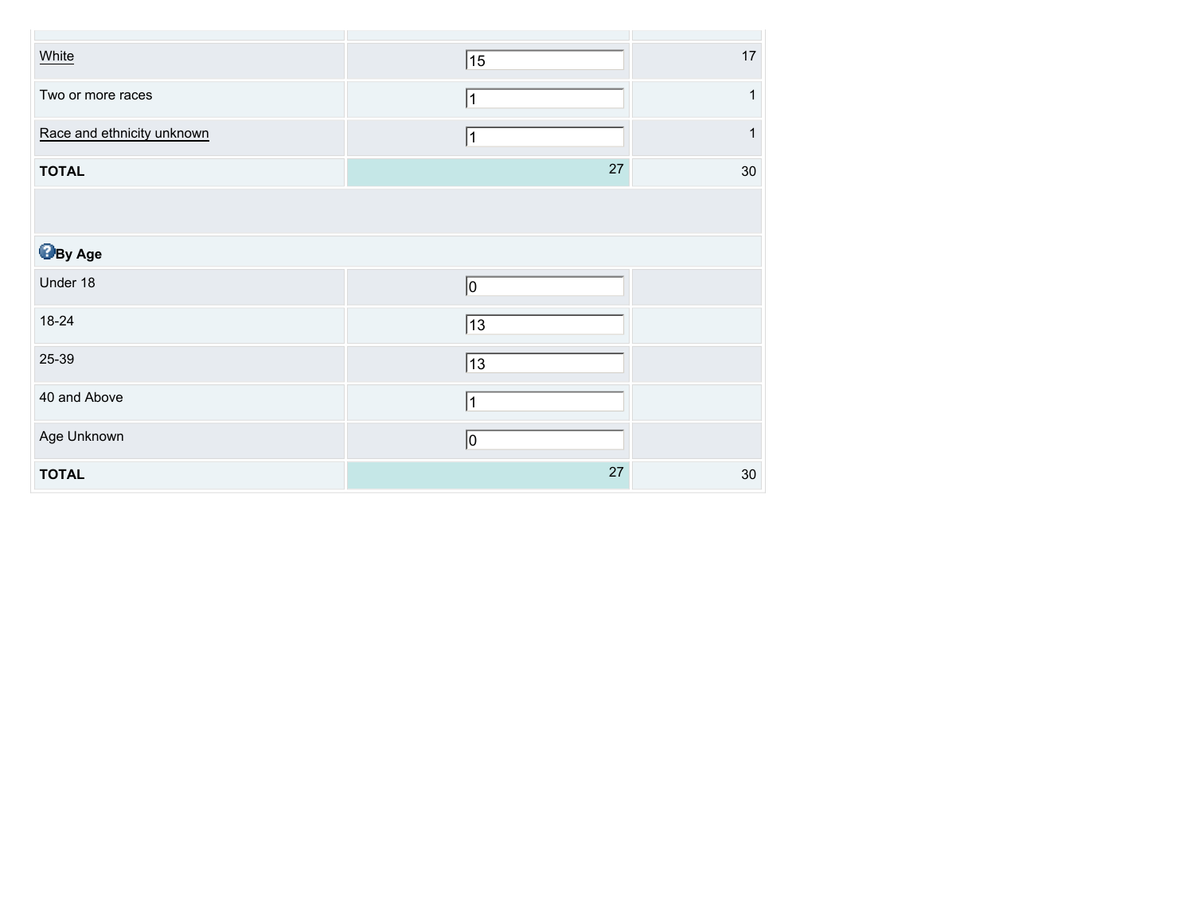| | | |
|---|---|---|
| White | 15 | 17 |
| Two or more races | 1 | 1 |
| Race and ethnicity unknown | 1 | 1 |
| **TOTAL** | 27 | 30 |

| **By Age** | | |
|---|---|---|
| Under 18 | 0 | |
| 18-24 | 13 | |
| 25-39 | 13 | |
| 40 and Above | 1 | |
| Age Unknown | 0 | |
| **TOTAL** | 27 | 30 |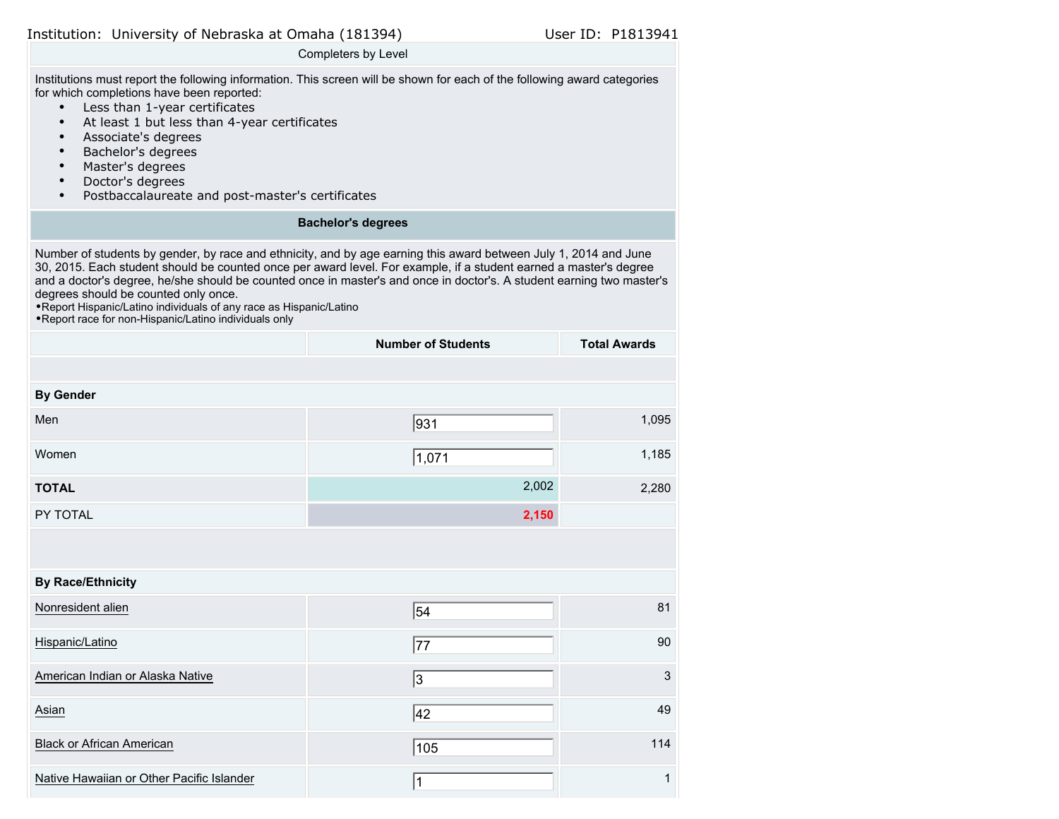Institution: University of Nebraska at Omaha (181394) User ID: P1813941

Completers by Level

Institutions must report the following information. This screen will be shown for each of the following award categories for which completions have been reported:

- Less than 1-year certificates
- At least 1 but less than 4-year certificates
- Associate's degrees
- Bachelor's degrees
- Master's degrees
- Doctor's degrees
- Postbaccalaureate and post-master's certificates

## Bachelor's degrees

Number of students by gender, by race and ethnicity, and by age earning this award between July 1, 2014 and June 30, 2015. Each student should be counted once per award level. For example, if a student earned a master's degree and a doctor's degree, he/she should be counted once in master's and once in doctor's. A student earning two master's degrees should be counted only once.

- Report Hispanic/Latino individuals of any race as Hispanic/Latino
- Report race for non-Hispanic/Latino individuals only

| | Number of Students | Total Awards |
|---|---|---|
| **By Gender** | | |
| Men | 931 | 1,095 |
| Women | 1,071 | 1,185 |
| **TOTAL** | 2,002 | 2,280 |
| PY TOTAL | 2,150 | |
| **By Race/Ethnicity** | | |
| Nonresident alien | 54 | 81 |
| Hispanic/Latino | 77 | 90 |
| American Indian or Alaska Native | 3 | 3 |
| Asian | 42 | 49 |
| Black or African American | 105 | 114 |
| Native Hawaiian or Other Pacific Islander | 1 | 1 |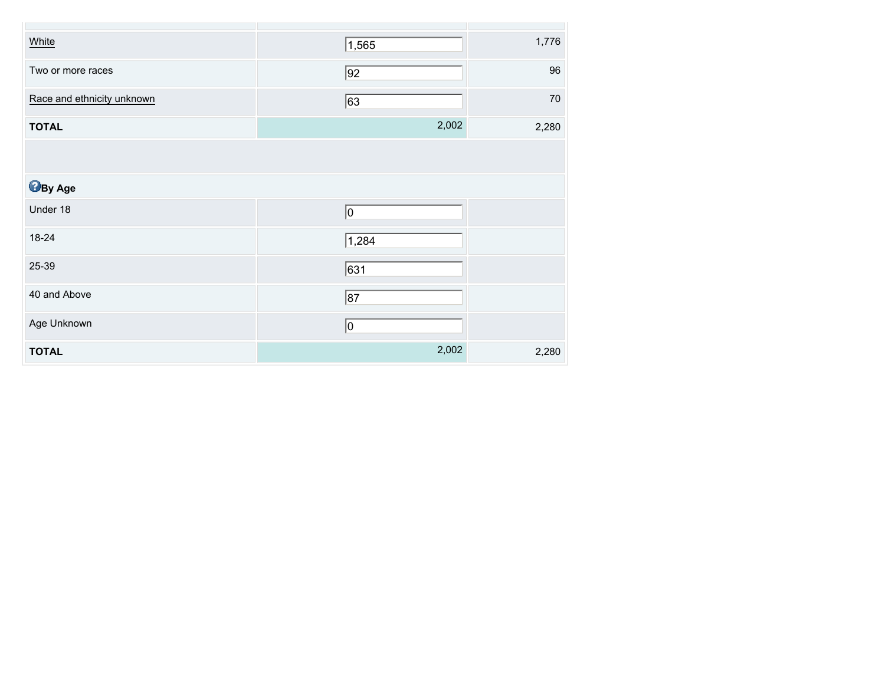| | | |
|---|---|---|
| White | 1,565 | 1,776 |
| Two or more races | 92 | 96 |
| Race and ethnicity unknown | 63 | 70 |
| **TOTAL** | 2,002 | 2,280 |
| | | |
| **By Age** | | |
| Under 18 | 0 | |
| 18-24 | 1,284 | |
| 25-39 | 631 | |
| 40 and Above | 87 | |
| Age Unknown | 0 | |
| **TOTAL** | 2,002 | 2,280 |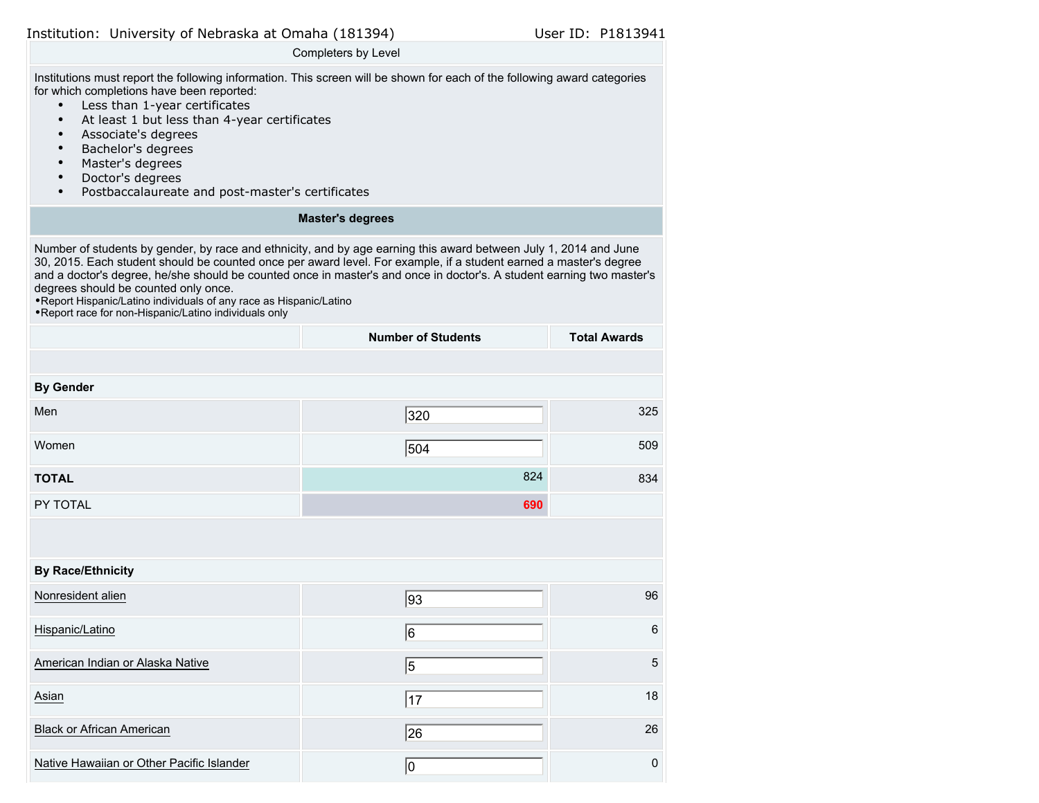Institution: University of Nebraska at Omaha (181394) User ID: P1813941

Completers by Level

Institutions must report the following information. This screen will be shown for each of the following award categories for which completions have been reported:

- Less than 1-year certificates
- At least 1 but less than 4-year certificates
- Associate's degrees
- Bachelor's degrees
- Master's degrees
- Doctor's degrees
- Postbaccalaureate and post-master's certificates

**Master's degrees**

Number of students by gender, by race and ethnicity, and by age earning this award between July 1, 2014 and June 30, 2015. Each student should be counted once per award level. For example, if a student earned a master's degree and a doctor's degree, he/she should be counted once in master's and once in doctor's. A student earning two master's degrees should be counted only once.

- Report Hispanic/Latino individuals of any race as Hispanic/Latino
- Report race for non-Hispanic/Latino individuals only

| | Number of Students | Total Awards |
|---|---|---|
| **By Gender** | | |
| Men | 320 | 325 |
| Women | 504 | 509 |
| **TOTAL** | 824 | 834 |
| PY TOTAL | 690 | |
| **By Race/Ethnicity** | | |
| Nonresident alien | 93 | 96 |
| Hispanic/Latino | 6 | 6 |
| American Indian or Alaska Native | 5 | 5 |
| Asian | 17 | 18 |
| Black or African American | 26 | 26 |
| Native Hawaiian or Other Pacific Islander | 0 | 0 |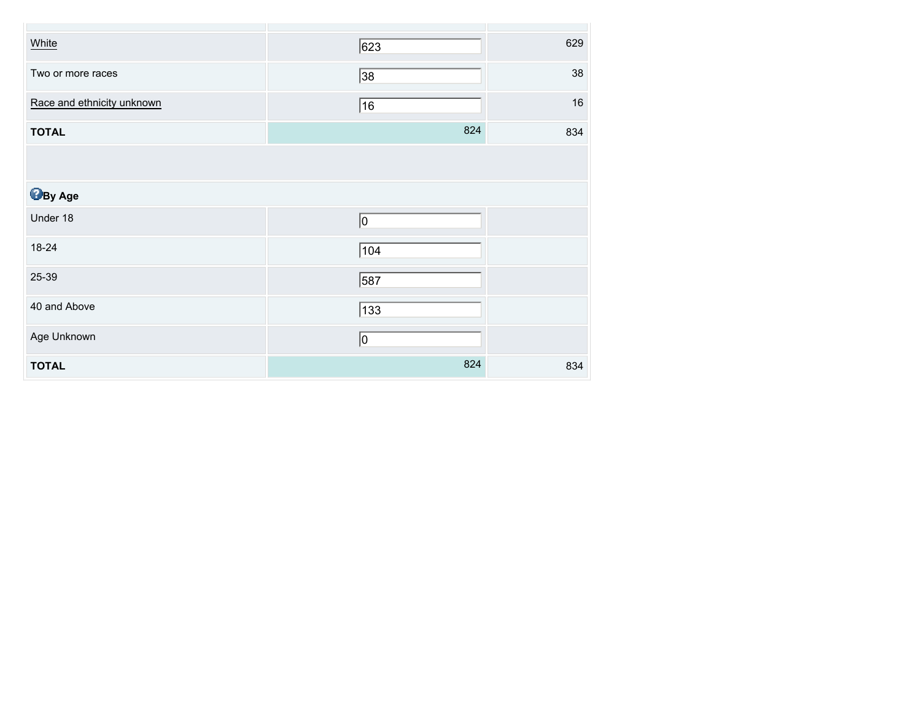| | | |
|---|---|---|
| White | 623 | 629 |
| Two or more races | 38 | 38 |
| Race and ethnicity unknown | 16 | 16 |
| **TOTAL** | 824 | 834 |
| | | |
| **By Age** | | |
| Under 18 | 0 | |
| 18-24 | 104 | |
| 25-39 | 587 | |
| 40 and Above | 133 | |
| Age Unknown | 0 | |
| **TOTAL** | 824 | 834 |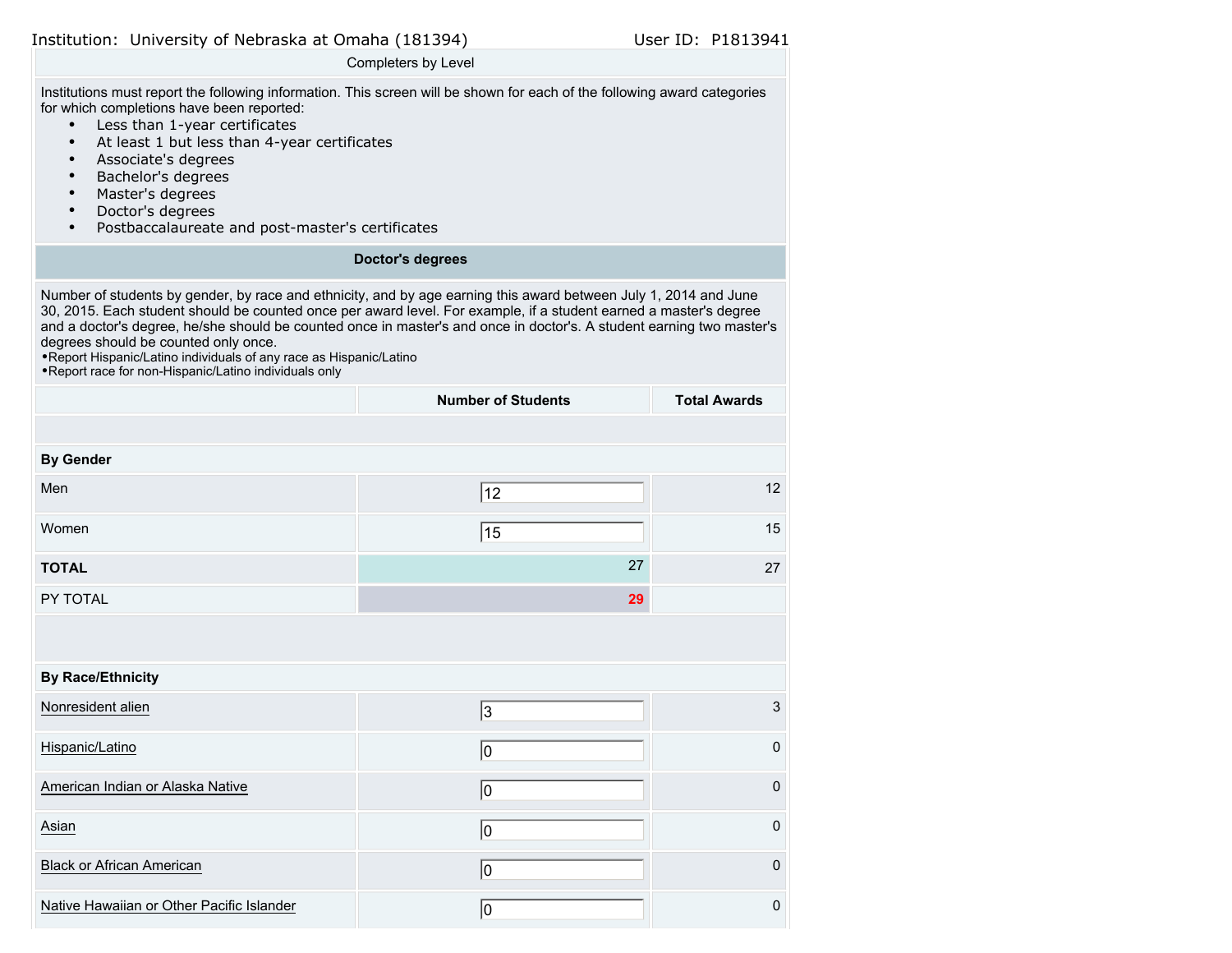Institution: University of Nebraska at Omaha (181394) User ID: P1813941

Completers by Level

Institutions must report the following information. This screen will be shown for each of the following award categories for which completions have been reported:

- Less than 1-year certificates
- At least 1 but less than 4-year certificates
- Associate's degrees
- Bachelor's degrees
- Master's degrees
- Doctor's degrees
- Postbaccalaureate and post-master's certificates

## Doctor's degrees

Number of students by gender, by race and ethnicity, and by age earning this award between July 1, 2014 and June 30, 2015. Each student should be counted once per award level. For example, if a student earned a master's degree and a doctor's degree, he/she should be counted once in master's and once in doctor's. A student earning two master's degrees should be counted only once.

- Report Hispanic/Latino individuals of any race as Hispanic/Latino
- Report race for non-Hispanic/Latino individuals only

| | Number of Students | Total Awards |
|---|---|---|
| **By Gender** | | |
| Men | 12 | 12 |
| Women | 15 | 15 |
| **TOTAL** | 27 | 27 |
| PY TOTAL | 29 | |
| **By Race/Ethnicity** | | |
| Nonresident alien | 3 | 3 |
| Hispanic/Latino | 0 | 0 |
| American Indian or Alaska Native | 0 | 0 |
| Asian | 0 | 0 |
| Black or African American | 0 | 0 |
| Native Hawaiian or Other Pacific Islander | 0 | 0 |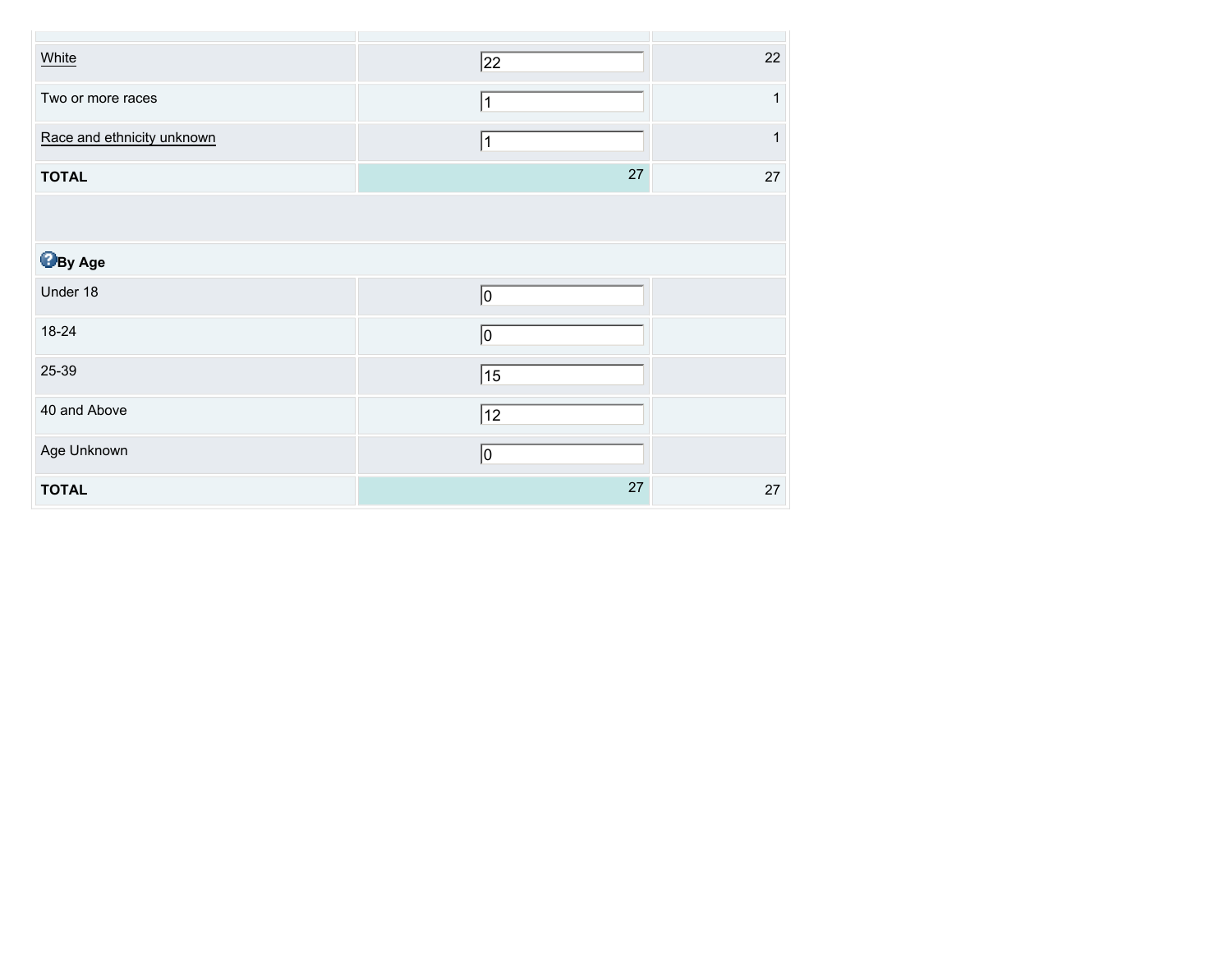| | | |
|---|---|---|
| White | 22 | 22 |
| Two or more races | 1 | 1 |
| Race and ethnicity unknown | 1 | 1 |
| **TOTAL** | 27 | 27 |

| **By Age** | | |
|---|---|---|
| Under 18 | 0 | |
| 18-24 | 0 | |
| 25-39 | 15 | |
| 40 and Above | 12 | |
| Age Unknown | 0 | |
| **TOTAL** | 27 | 27 |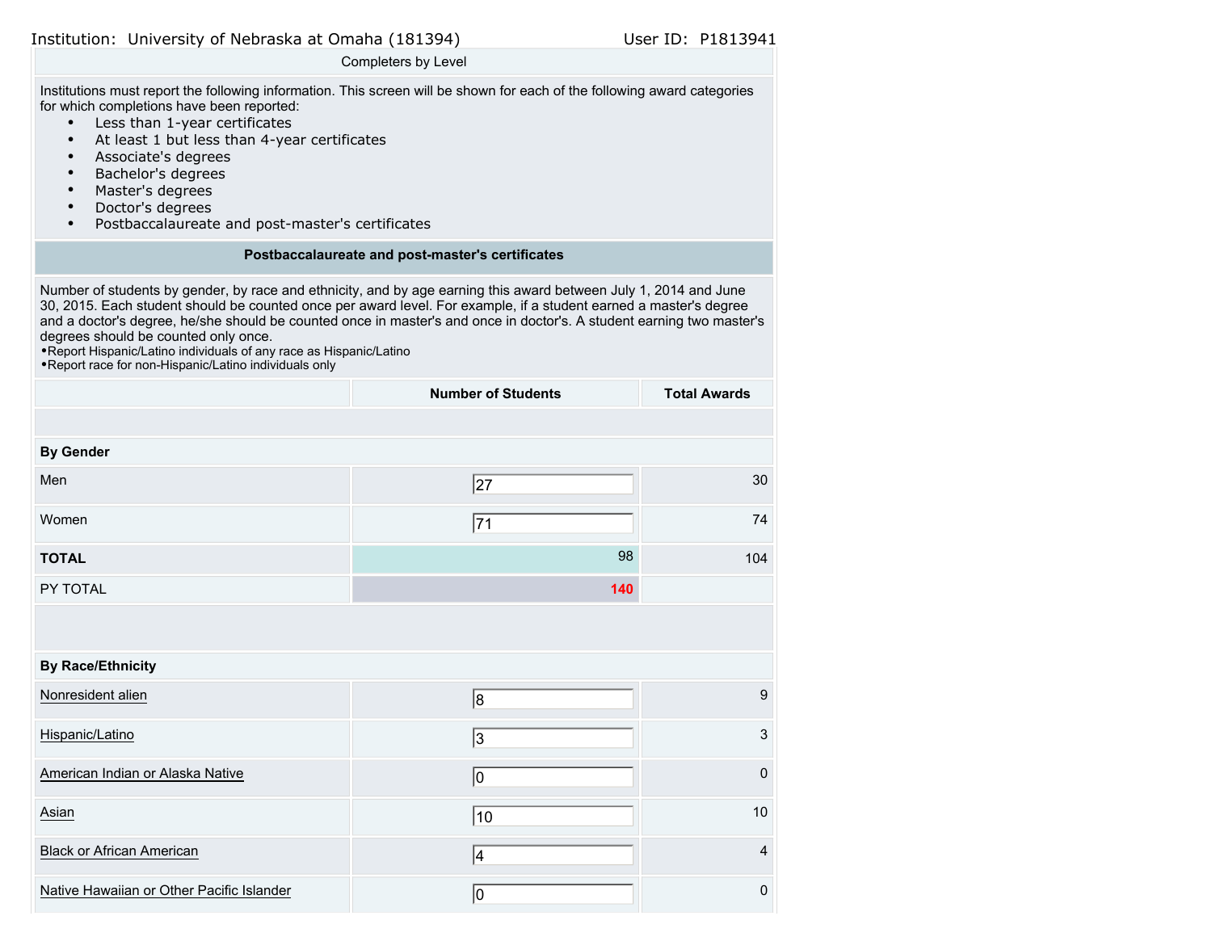Institution: University of Nebraska at Omaha (181394) User ID: P1813941

Completers by Level

Institutions must report the following information. This screen will be shown for each of the following award categories for which completions have been reported:

- Less than 1-year certificates
- At least 1 but less than 4-year certificates
- Associate's degrees
- Bachelor's degrees
- Master's degrees
- Doctor's degrees
- Postbaccalaureate and post-master's certificates

**Postbaccalaureate and post-master's certificates**

Number of students by gender, by race and ethnicity, and by age earning this award between July 1, 2014 and June 30, 2015. Each student should be counted once per award level. For example, if a student earned a master's degree and a doctor's degree, he/she should be counted once in master's and once in doctor's. A student earning two master's degrees should be counted only once.

- Report Hispanic/Latino individuals of any race as Hispanic/Latino
- Report race for non-Hispanic/Latino individuals only

| | Number of Students | Total Awards |
|---|---|---|
| **By Gender** | | |
| Men | 27 | 30 |
| Women | 71 | 74 |
| **TOTAL** | 98 | 104 |
| PY TOTAL | 140 | |
| **By Race/Ethnicity** | | |
| Nonresident alien | 8 | 9 |
| Hispanic/Latino | 3 | 3 |
| American Indian or Alaska Native | 0 | 0 |
| Asian | 10 | 10 |
| Black or African American | 4 | 4 |
| Native Hawaiian or Other Pacific Islander | 0 | 0 |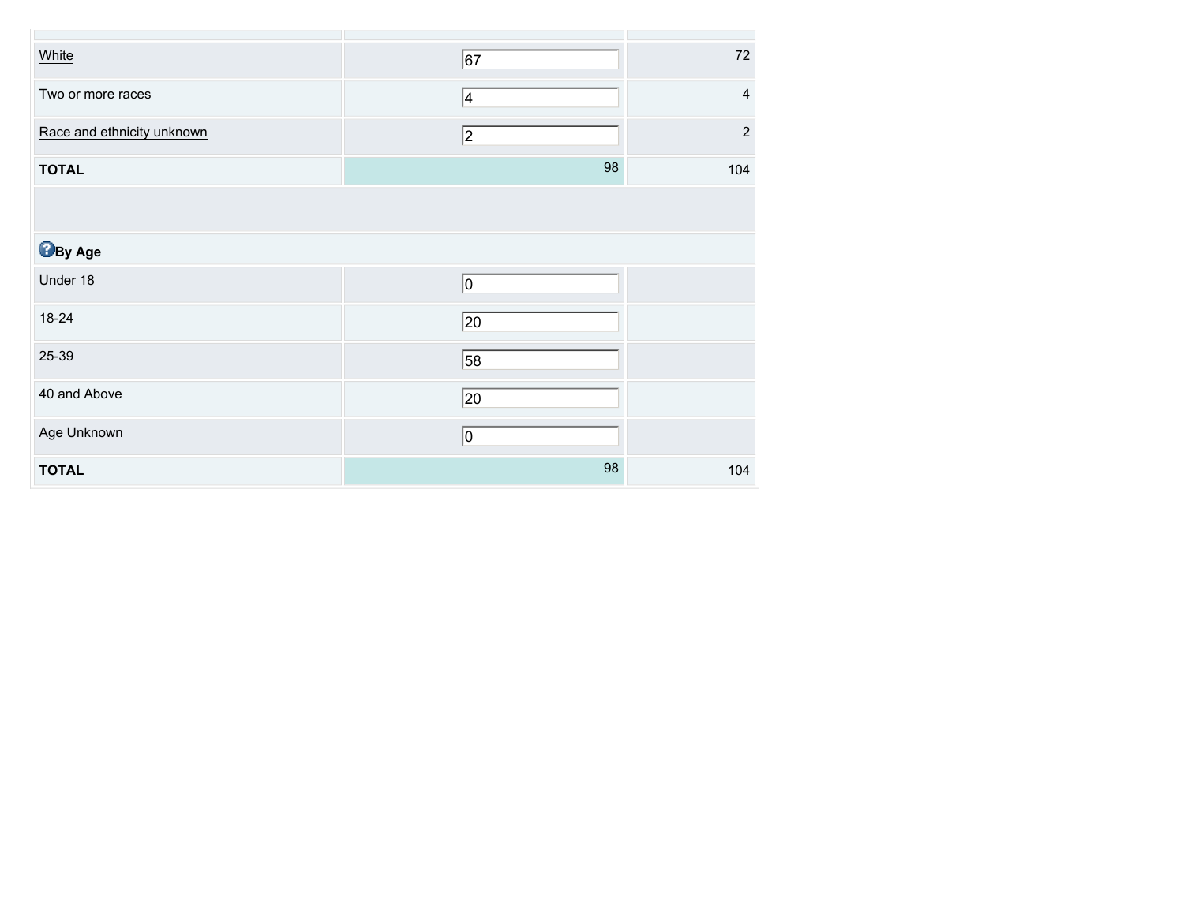| | | |
|---|---|---|
| White | 67 | 72 |
| Two or more races | 4 | 4 |
| Race and ethnicity unknown | 2 | 2 |
| **TOTAL** | 98 | 104 |
| | | |
| **By Age** | | |
| Under 18 | 0 | |
| 18-24 | 20 | |
| 25-39 | 58 | |
| 40 and Above | 20 | |
| Age Unknown | 0 | |
| **TOTAL** | 98 | 104 |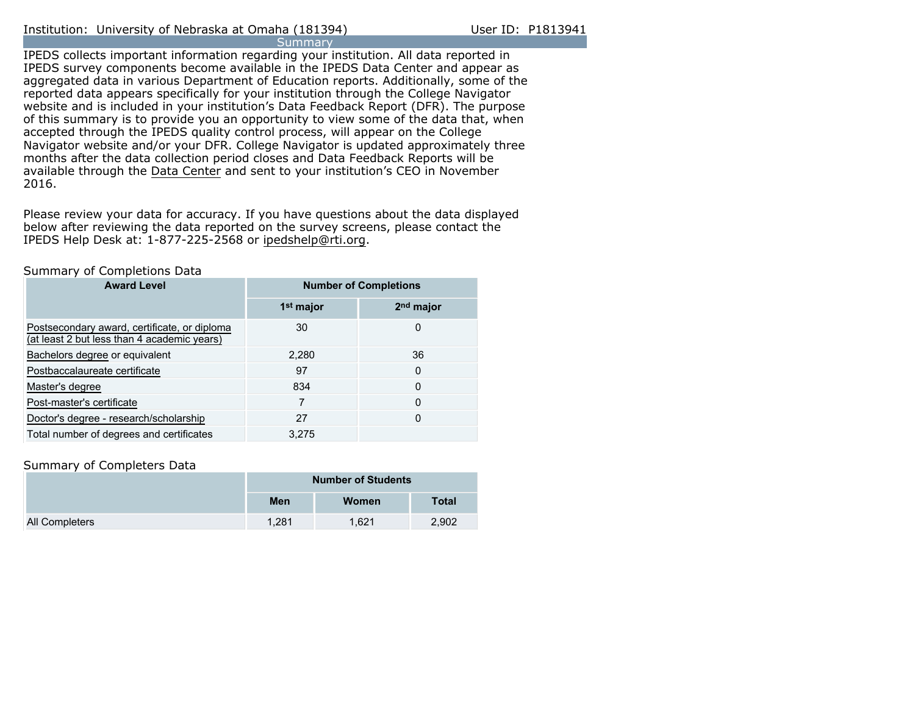Institution: University of Nebraska at Omaha (181394) User ID: P1813941

## Summary

IPEDS collects important information regarding your institution. All data reported in IPEDS survey components become available in the IPEDS Data Center and appear as aggregated data in various Department of Education reports. Additionally, some of the reported data appears specifically for your institution through the College Navigator website and is included in your institution's Data Feedback Report (DFR). The purpose of this summary is to provide you an opportunity to view some of the data that, when accepted through the IPEDS quality control process, will appear on the College Navigator website and/or your DFR. College Navigator is updated approximately three months after the data collection period closes and Data Feedback Reports will be available through the Data Center and sent to your institution's CEO in November 2016.

Please review your data for accuracy. If you have questions about the data displayed below after reviewing the data reported on the survey screens, please contact the IPEDS Help Desk at: 1-877-225-2568 or ipedshelp@rti.org.

### Summary of Completions Data

| Award Level | Number of Completions | |
|---|---|---|
| | 1st major | 2nd major |
| Postsecondary award, certificate, or diploma (at least 2 but less than 4 academic years) | 30 | 0 |
| Bachelors degree or equivalent | 2,280 | 36 |
| Postbaccalaureate certificate | 97 | 0 |
| Master's degree | 834 | 0 |
| Post-master's certificate | 7 | 0 |
| Doctor's degree - research/scholarship | 27 | 0 |
| Total number of degrees and certificates | 3,275 | |

### Summary of Completers Data

| | Number of Students | | |
|---|---|---|---|
| | Men | Women | Total |
| All Completers | 1,281 | 1,621 | 2,902 |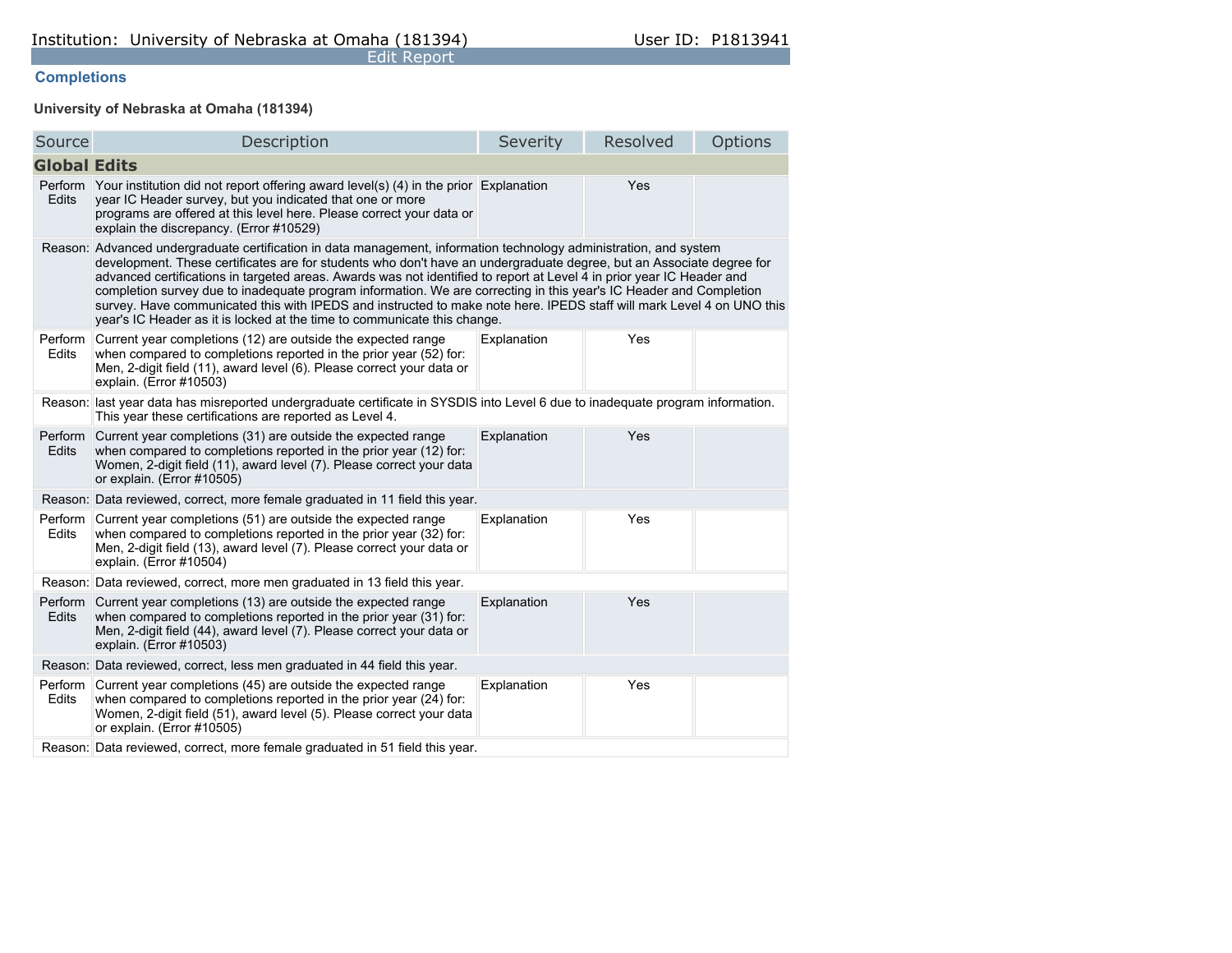Institution: University of Nebraska at Omaha (181394) User ID: P1813941

Edit Report

## Completions

**University of Nebraska at Omaha (181394)**

| Source | Description | Severity | Resolved | Options |
|---|---|---|---|---|
| **Global Edits** | | | | |
| Perform Edits | Your institution did not report offering award level(s) (4) in the prior year IC Header survey, but you indicated that one or more programs are offered at this level here. Please correct your data or explain the discrepancy. (Error #10529) | Explanation | Yes | |
| Reason: | Advanced undergraduate certification in data management, information technology administration, and system development. These certificates are for students who don't have an undergraduate degree, but an Associate degree for advanced certifications in targeted areas. Awards was not identified to report at Level 4 in prior year IC Header and completion survey due to inadequate program information. We are correcting in this year's IC Header and Completion survey. Have communicated this with IPEDS and instructed to make note here. IPEDS staff will mark Level 4 on UNO this year's IC Header as it is locked at the time to communicate this change. | | | |
| Perform Edits | Current year completions (12) are outside the expected range when compared to completions reported in the prior year (52) for: Men, 2-digit field (11), award level (6). Please correct your data or explain. (Error #10503) | Explanation | Yes | |
| Reason: | last year data has misreported undergraduate certificate in SYSDIS into Level 6 due to inadequate program information. This year these certifications are reported as Level 4. | | | |
| Perform Edits | Current year completions (31) are outside the expected range when compared to completions reported in the prior year (12) for: Women, 2-digit field (11), award level (7). Please correct your data or explain. (Error #10505) | Explanation | Yes | |
| Reason: | Data reviewed, correct, more female graduated in 11 field this year. | | | |
| Perform Edits | Current year completions (51) are outside the expected range when compared to completions reported in the prior year (32) for: Men, 2-digit field (13), award level (7). Please correct your data or explain. (Error #10504) | Explanation | Yes | |
| Reason: | Data reviewed, correct, more men graduated in 13 field this year. | | | |
| Perform Edits | Current year completions (13) are outside the expected range when compared to completions reported in the prior year (31) for: Men, 2-digit field (44), award level (7). Please correct your data or explain. (Error #10503) | Explanation | Yes | |
| Reason: | Data reviewed, correct, less men graduated in 44 field this year. | | | |
| Perform Edits | Current year completions (45) are outside the expected range when compared to completions reported in the prior year (24) for: Women, 2-digit field (51), award level (5). Please correct your data or explain. (Error #10505) | Explanation | Yes | |
| Reason: | Data reviewed, correct, more female graduated in 51 field this year. | | | |